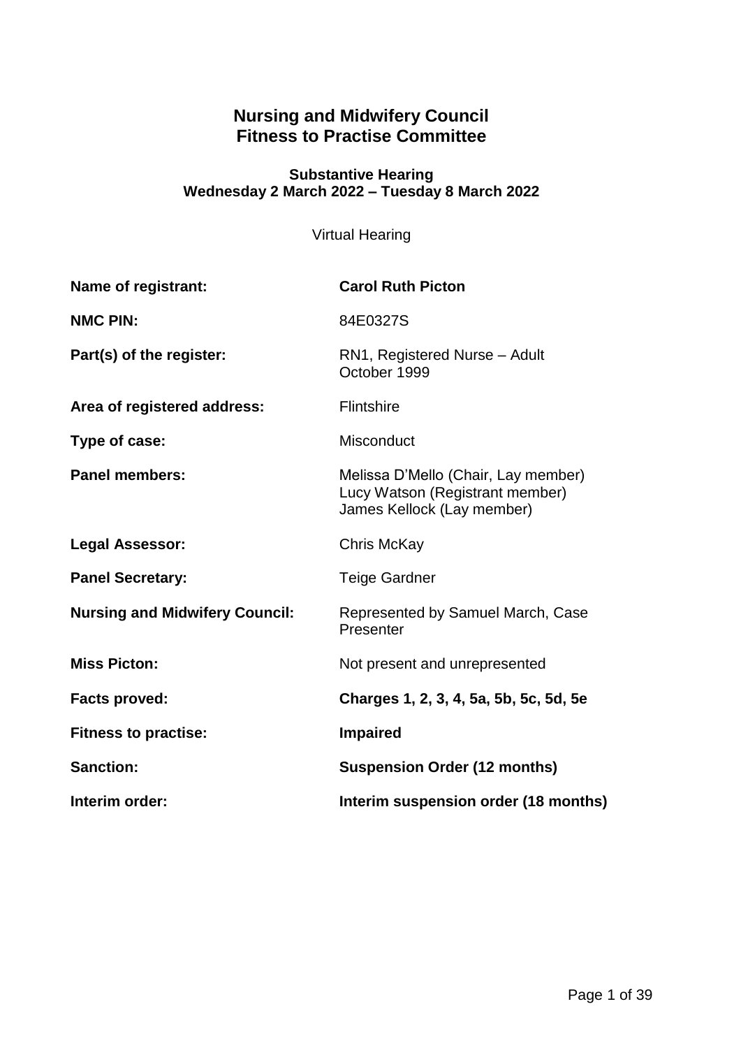# Nursing and Midwifery Council
# Fitness to Practise Committee

### Substantive Hearing
### Wednesday 2 March 2022 – Tuesday 8 March 2022

Virtual Hearing

| | |
|---|---|
| **Name of registrant:** | **Carol Ruth Picton** |
| **NMC PIN:** | 84E0327S |
| **Part(s) of the register:** | RN1, Registered Nurse – Adult<br>October 1999 |
| **Area of registered address:** | Flintshire |
| **Type of case:** | Misconduct |
| **Panel members:** | Melissa D'Mello (Chair, Lay member)<br>Lucy Watson (Registrant member)<br>James Kellock (Lay member) |
| **Legal Assessor:** | Chris McKay |
| **Panel Secretary:** | Teige Gardner |
| **Nursing and Midwifery Council:** | Represented by Samuel March, Case Presenter |
| **Miss Picton:** | Not present and unrepresented |
| **Facts proved:** | **Charges 1, 2, 3, 4, 5a, 5b, 5c, 5d, 5e** |
| **Fitness to practise:** | **Impaired** |
| **Sanction:** | **Suspension Order (12 months)** |
| **Interim order:** | **Interim suspension order (18 months)** |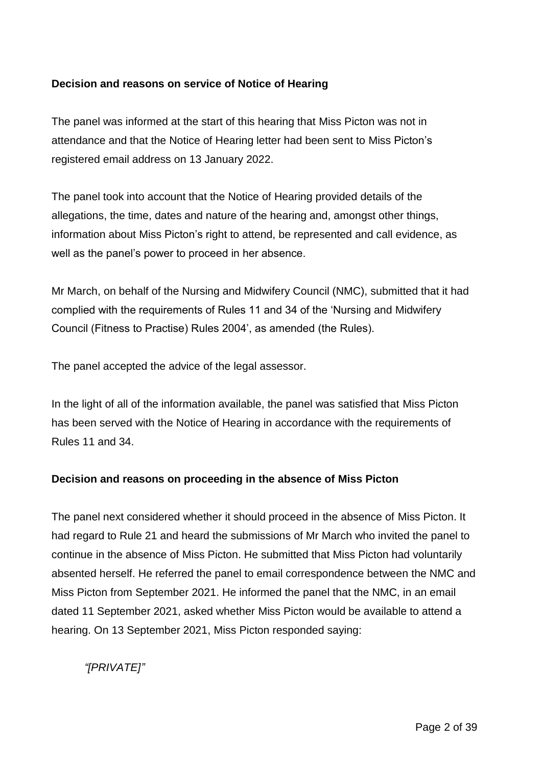**Decision and reasons on service of Notice of Hearing**

The panel was informed at the start of this hearing that Miss Picton was not in attendance and that the Notice of Hearing letter had been sent to Miss Picton's registered email address on 13 January 2022.

The panel took into account that the Notice of Hearing provided details of the allegations, the time, dates and nature of the hearing and, amongst other things, information about Miss Picton's right to attend, be represented and call evidence, as well as the panel's power to proceed in her absence.

Mr March, on behalf of the Nursing and Midwifery Council (NMC), submitted that it had complied with the requirements of Rules 11 and 34 of the 'Nursing and Midwifery Council (Fitness to Practise) Rules 2004', as amended (the Rules).

The panel accepted the advice of the legal assessor.

In the light of all of the information available, the panel was satisfied that Miss Picton has been served with the Notice of Hearing in accordance with the requirements of Rules 11 and 34.

**Decision and reasons on proceeding in the absence of Miss Picton**

The panel next considered whether it should proceed in the absence of Miss Picton. It had regard to Rule 21 and heard the submissions of Mr March who invited the panel to continue in the absence of Miss Picton. He submitted that Miss Picton had voluntarily absented herself. He referred the panel to email correspondence between the NMC and Miss Picton from September 2021. He informed the panel that the NMC, in an email dated 11 September 2021, asked whether Miss Picton would be available to attend a hearing. On 13 September 2021, Miss Picton responded saying:

> *"[PRIVATE]"*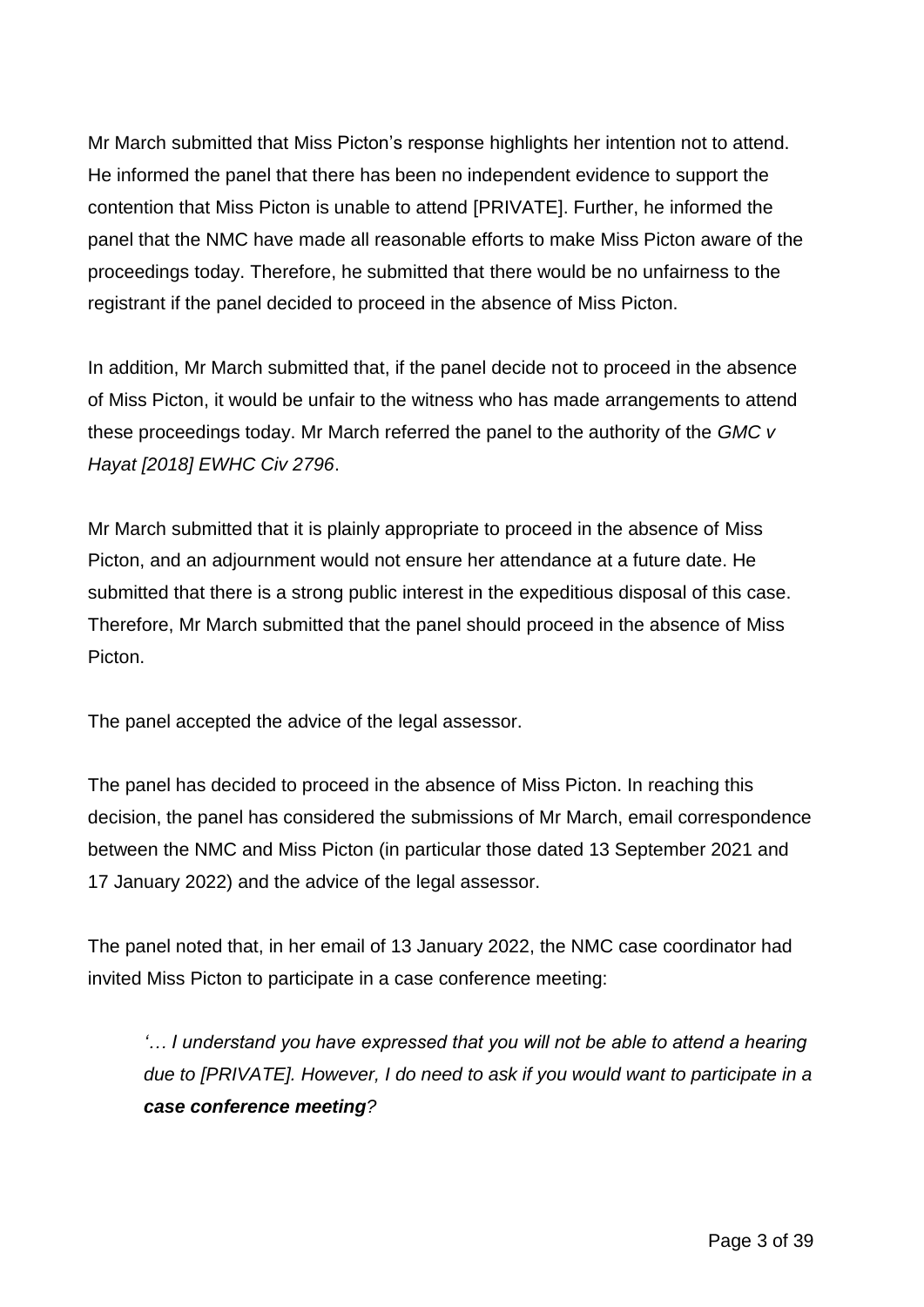Mr March submitted that Miss Picton's response highlights her intention not to attend. He informed the panel that there has been no independent evidence to support the contention that Miss Picton is unable to attend [PRIVATE]. Further, he informed the panel that the NMC have made all reasonable efforts to make Miss Picton aware of the proceedings today. Therefore, he submitted that there would be no unfairness to the registrant if the panel decided to proceed in the absence of Miss Picton.

In addition, Mr March submitted that, if the panel decide not to proceed in the absence of Miss Picton, it would be unfair to the witness who has made arrangements to attend these proceedings today. Mr March referred the panel to the authority of the *GMC v Hayat [2018] EWHC Civ 2796*.

Mr March submitted that it is plainly appropriate to proceed in the absence of Miss Picton, and an adjournment would not ensure her attendance at a future date. He submitted that there is a strong public interest in the expeditious disposal of this case. Therefore, Mr March submitted that the panel should proceed in the absence of Miss Picton.

The panel accepted the advice of the legal assessor.

The panel has decided to proceed in the absence of Miss Picton. In reaching this decision, the panel has considered the submissions of Mr March, email correspondence between the NMC and Miss Picton (in particular those dated 13 September 2021 and 17 January 2022) and the advice of the legal assessor.

The panel noted that, in her email of 13 January 2022, the NMC case coordinator had invited Miss Picton to participate in a case conference meeting:

> *'… I understand you have expressed that you will not be able to attend a hearing due to [PRIVATE]. However, I do need to ask if you would want to participate in a **case conference meeting**?*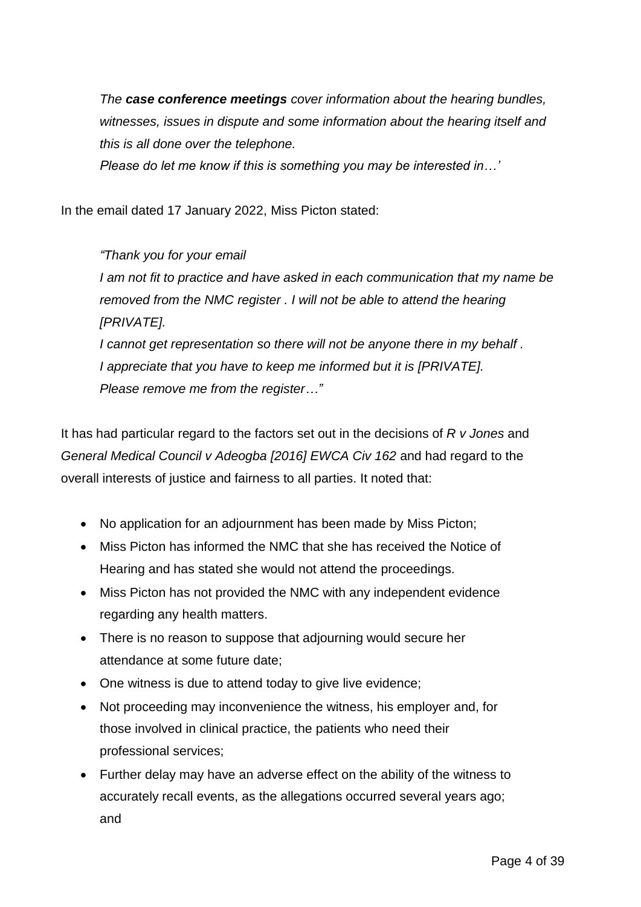*The **case conference meetings** cover information about the hearing bundles, witnesses, issues in dispute and some information about the hearing itself and this is all done over the telephone.*
*Please do let me know if this is something you may be interested in…'*

In the email dated 17 January 2022, Miss Picton stated:

*"Thank you for your email*
*I am not fit to practice and have asked in each communication that my name be removed from the NMC register . I will not be able to attend the hearing [PRIVATE].*
*I cannot get representation so there will not be anyone there in my behalf .*
*I appreciate that you have to keep me informed but it is [PRIVATE].*
*Please remove me from the register…"*

It has had particular regard to the factors set out in the decisions of *R v Jones* and *General Medical Council v Adeogba [2016] EWCA Civ 162* and had regard to the overall interests of justice and fairness to all parties. It noted that:

- No application for an adjournment has been made by Miss Picton;
- Miss Picton has informed the NMC that she has received the Notice of Hearing and has stated she would not attend the proceedings.
- Miss Picton has not provided the NMC with any independent evidence regarding any health matters.
- There is no reason to suppose that adjourning would secure her attendance at some future date;
- One witness is due to attend today to give live evidence;
- Not proceeding may inconvenience the witness, his employer and, for those involved in clinical practice, the patients who need their professional services;
- Further delay may have an adverse effect on the ability of the witness to accurately recall events, as the allegations occurred several years ago; and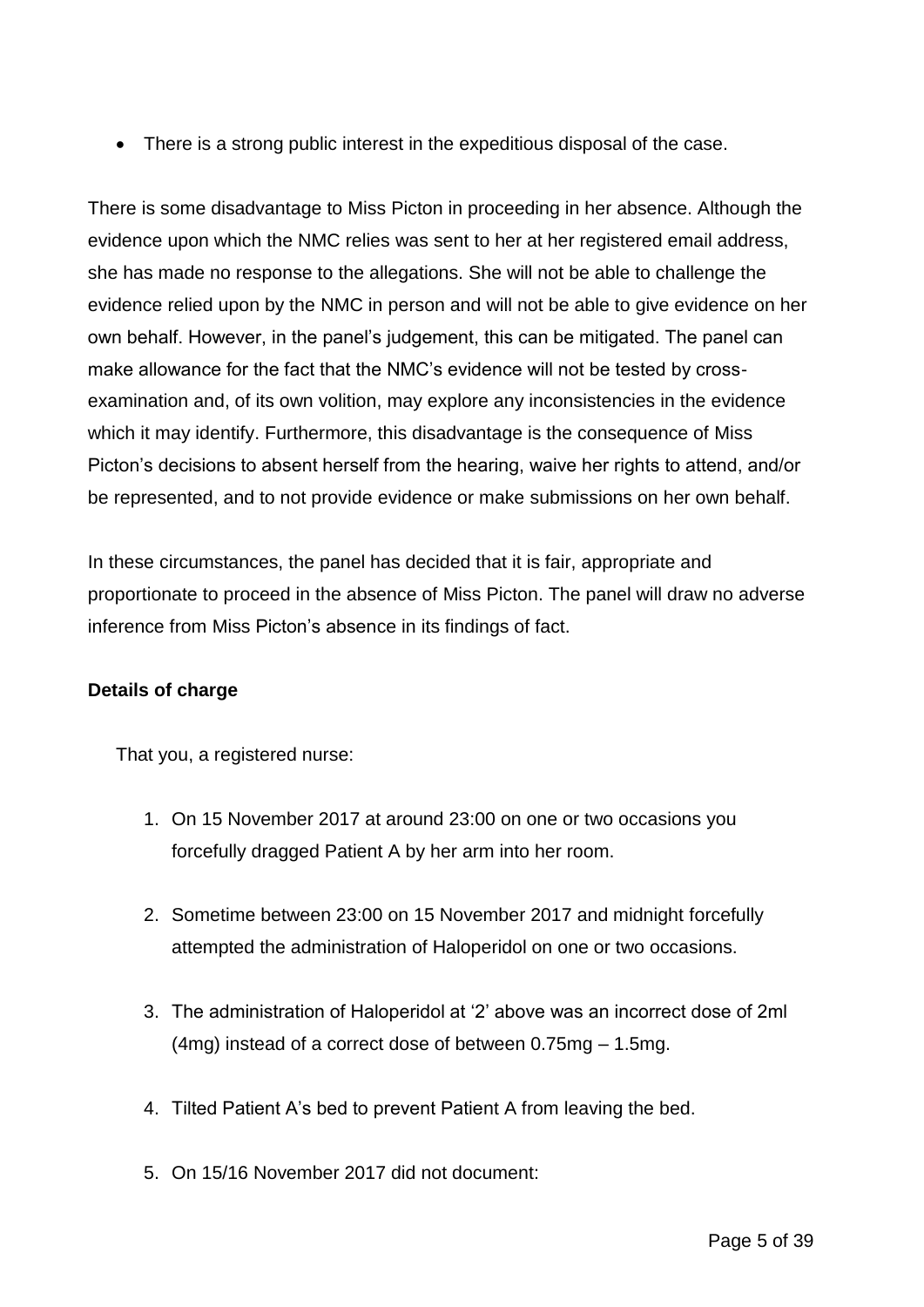- There is a strong public interest in the expeditious disposal of the case.

There is some disadvantage to Miss Picton in proceeding in her absence. Although the evidence upon which the NMC relies was sent to her at her registered email address, she has made no response to the allegations. She will not be able to challenge the evidence relied upon by the NMC in person and will not be able to give evidence on her own behalf. However, in the panel's judgement, this can be mitigated. The panel can make allowance for the fact that the NMC's evidence will not be tested by cross-examination and, of its own volition, may explore any inconsistencies in the evidence which it may identify. Furthermore, this disadvantage is the consequence of Miss Picton's decisions to absent herself from the hearing, waive her rights to attend, and/or be represented, and to not provide evidence or make submissions on her own behalf.

In these circumstances, the panel has decided that it is fair, appropriate and proportionate to proceed in the absence of Miss Picton. The panel will draw no adverse inference from Miss Picton's absence in its findings of fact.

**Details of charge**

That you, a registered nurse:

1. On 15 November 2017 at around 23:00 on one or two occasions you forcefully dragged Patient A by her arm into her room.

2. Sometime between 23:00 on 15 November 2017 and midnight forcefully attempted the administration of Haloperidol on one or two occasions.

3. The administration of Haloperidol at '2' above was an incorrect dose of 2ml (4mg) instead of a correct dose of between 0.75mg – 1.5mg.

4. Tilted Patient A's bed to prevent Patient A from leaving the bed.

5. On 15/16 November 2017 did not document: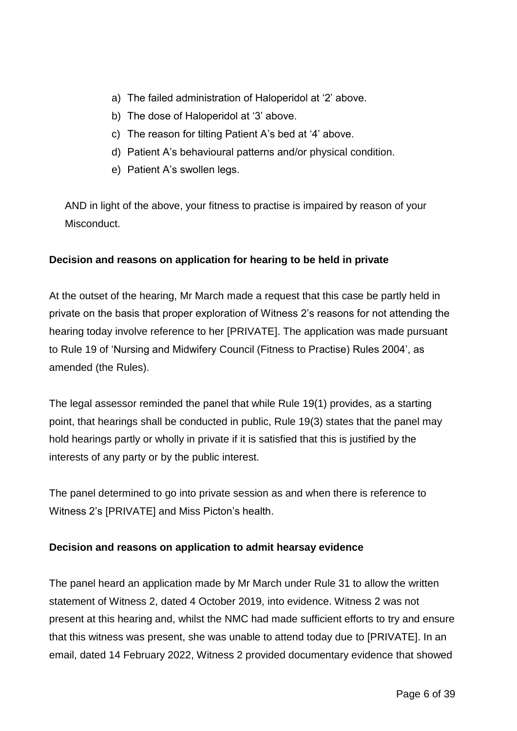a) The failed administration of Haloperidol at '2' above.
b) The dose of Haloperidol at '3' above.
c) The reason for tilting Patient A's bed at '4' above.
d) Patient A's behavioural patterns and/or physical condition.
e) Patient A's swollen legs.

AND in light of the above, your fitness to practise is impaired by reason of your Misconduct.

**Decision and reasons on application for hearing to be held in private**

At the outset of the hearing, Mr March made a request that this case be partly held in private on the basis that proper exploration of Witness 2's reasons for not attending the hearing today involve reference to her [PRIVATE]. The application was made pursuant to Rule 19 of 'Nursing and Midwifery Council (Fitness to Practise) Rules 2004', as amended (the Rules).

The legal assessor reminded the panel that while Rule 19(1) provides, as a starting point, that hearings shall be conducted in public, Rule 19(3) states that the panel may hold hearings partly or wholly in private if it is satisfied that this is justified by the interests of any party or by the public interest.

The panel determined to go into private session as and when there is reference to Witness 2's [PRIVATE] and Miss Picton's health.

**Decision and reasons on application to admit hearsay evidence**

The panel heard an application made by Mr March under Rule 31 to allow the written statement of Witness 2, dated 4 October 2019, into evidence. Witness 2 was not present at this hearing and, whilst the NMC had made sufficient efforts to try and ensure that this witness was present, she was unable to attend today due to [PRIVATE]. In an email, dated 14 February 2022, Witness 2 provided documentary evidence that showed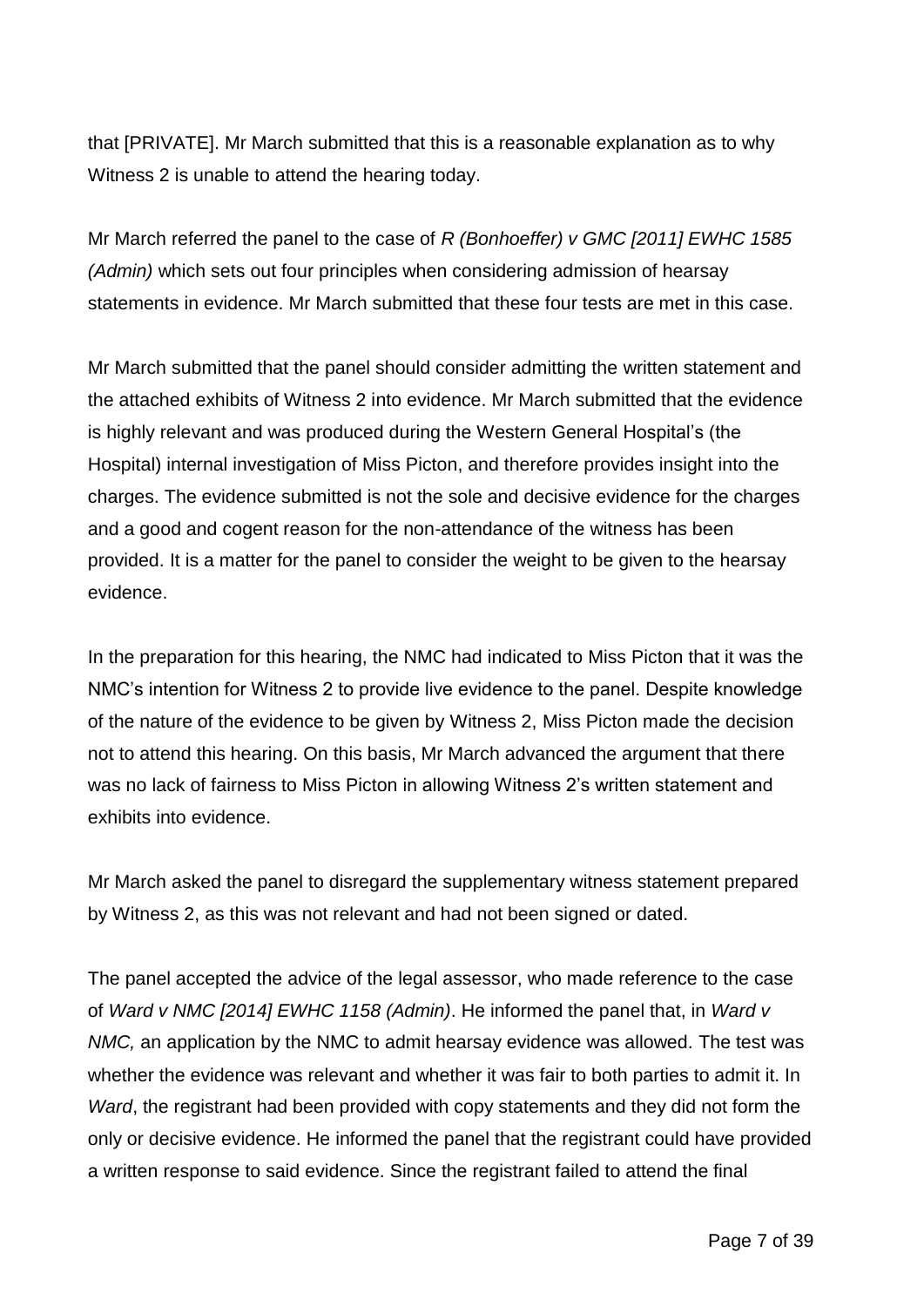that [PRIVATE]. Mr March submitted that this is a reasonable explanation as to why Witness 2 is unable to attend the hearing today.

Mr March referred the panel to the case of *R (Bonhoeffer) v GMC [2011] EWHC 1585 (Admin)* which sets out four principles when considering admission of hearsay statements in evidence. Mr March submitted that these four tests are met in this case.

Mr March submitted that the panel should consider admitting the written statement and the attached exhibits of Witness 2 into evidence. Mr March submitted that the evidence is highly relevant and was produced during the Western General Hospital's (the Hospital) internal investigation of Miss Picton, and therefore provides insight into the charges. The evidence submitted is not the sole and decisive evidence for the charges and a good and cogent reason for the non-attendance of the witness has been provided. It is a matter for the panel to consider the weight to be given to the hearsay evidence.

In the preparation for this hearing, the NMC had indicated to Miss Picton that it was the NMC's intention for Witness 2 to provide live evidence to the panel. Despite knowledge of the nature of the evidence to be given by Witness 2, Miss Picton made the decision not to attend this hearing. On this basis, Mr March advanced the argument that there was no lack of fairness to Miss Picton in allowing Witness 2's written statement and exhibits into evidence.

Mr March asked the panel to disregard the supplementary witness statement prepared by Witness 2, as this was not relevant and had not been signed or dated.

The panel accepted the advice of the legal assessor, who made reference to the case of *Ward v NMC [2014] EWHC 1158 (Admin)*. He informed the panel that, in *Ward v NMC,* an application by the NMC to admit hearsay evidence was allowed. The test was whether the evidence was relevant and whether it was fair to both parties to admit it. In *Ward*, the registrant had been provided with copy statements and they did not form the only or decisive evidence. He informed the panel that the registrant could have provided a written response to said evidence. Since the registrant failed to attend the final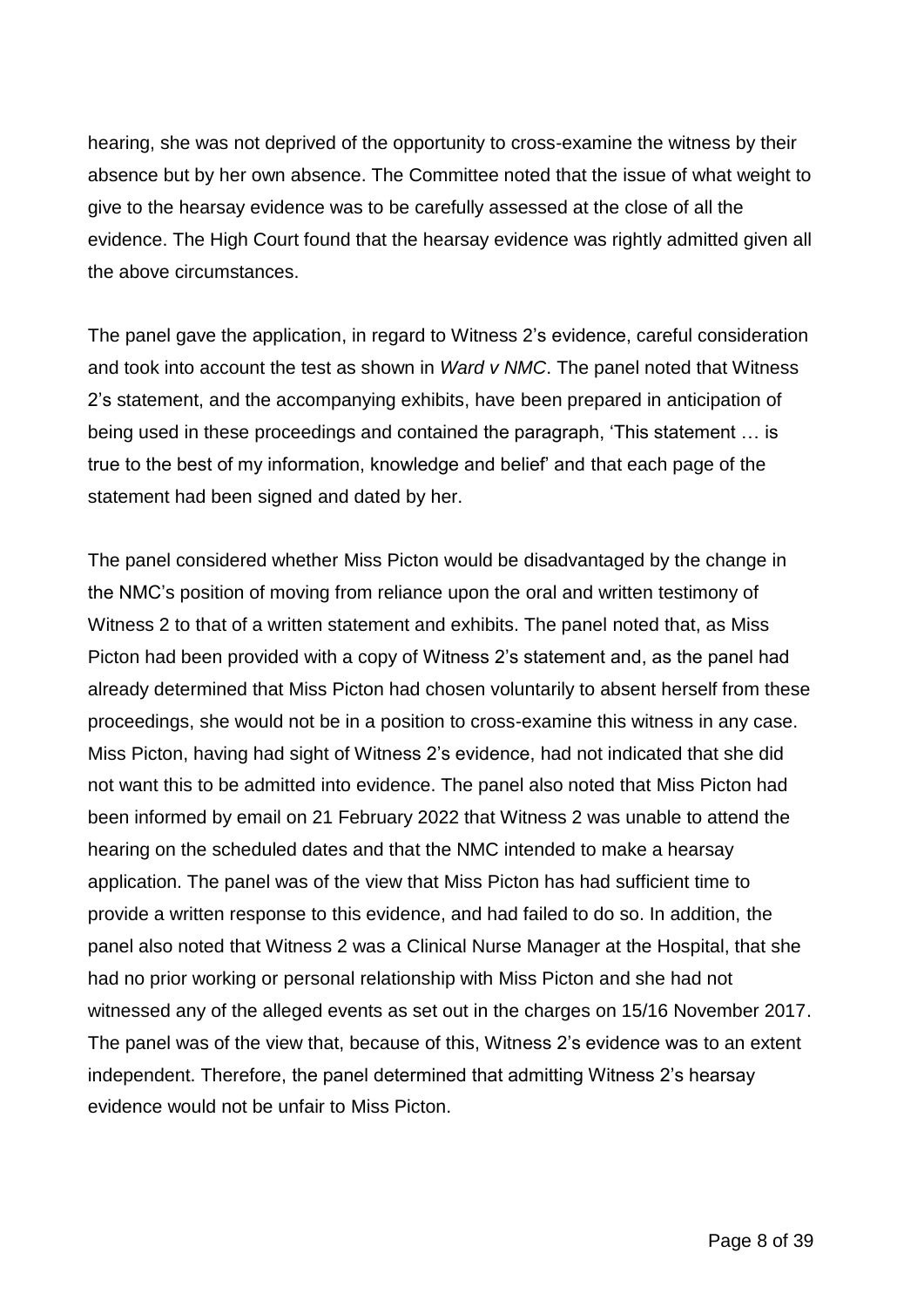hearing, she was not deprived of the opportunity to cross-examine the witness by their absence but by her own absence. The Committee noted that the issue of what weight to give to the hearsay evidence was to be carefully assessed at the close of all the evidence. The High Court found that the hearsay evidence was rightly admitted given all the above circumstances.

The panel gave the application, in regard to Witness 2's evidence, careful consideration and took into account the test as shown in *Ward v NMC*. The panel noted that Witness 2's statement, and the accompanying exhibits, have been prepared in anticipation of being used in these proceedings and contained the paragraph, 'This statement … is true to the best of my information, knowledge and belief' and that each page of the statement had been signed and dated by her.

The panel considered whether Miss Picton would be disadvantaged by the change in the NMC's position of moving from reliance upon the oral and written testimony of Witness 2 to that of a written statement and exhibits. The panel noted that, as Miss Picton had been provided with a copy of Witness 2's statement and, as the panel had already determined that Miss Picton had chosen voluntarily to absent herself from these proceedings, she would not be in a position to cross-examine this witness in any case. Miss Picton, having had sight of Witness 2's evidence, had not indicated that she did not want this to be admitted into evidence. The panel also noted that Miss Picton had been informed by email on 21 February 2022 that Witness 2 was unable to attend the hearing on the scheduled dates and that the NMC intended to make a hearsay application. The panel was of the view that Miss Picton has had sufficient time to provide a written response to this evidence, and had failed to do so. In addition, the panel also noted that Witness 2 was a Clinical Nurse Manager at the Hospital, that she had no prior working or personal relationship with Miss Picton and she had not witnessed any of the alleged events as set out in the charges on 15/16 November 2017. The panel was of the view that, because of this, Witness 2's evidence was to an extent independent. Therefore, the panel determined that admitting Witness 2's hearsay evidence would not be unfair to Miss Picton.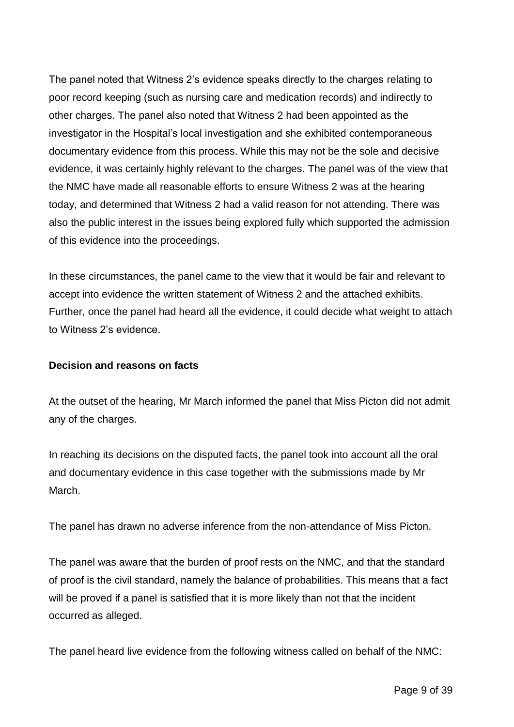The panel noted that Witness 2's evidence speaks directly to the charges relating to poor record keeping (such as nursing care and medication records) and indirectly to other charges. The panel also noted that Witness 2 had been appointed as the investigator in the Hospital's local investigation and she exhibited contemporaneous documentary evidence from this process. While this may not be the sole and decisive evidence, it was certainly highly relevant to the charges. The panel was of the view that the NMC have made all reasonable efforts to ensure Witness 2 was at the hearing today, and determined that Witness 2 had a valid reason for not attending. There was also the public interest in the issues being explored fully which supported the admission of this evidence into the proceedings.

In these circumstances, the panel came to the view that it would be fair and relevant to accept into evidence the written statement of Witness 2 and the attached exhibits. Further, once the panel had heard all the evidence, it could decide what weight to attach to Witness 2's evidence.

**Decision and reasons on facts**

At the outset of the hearing, Mr March informed the panel that Miss Picton did not admit any of the charges.

In reaching its decisions on the disputed facts, the panel took into account all the oral and documentary evidence in this case together with the submissions made by Mr March.

The panel has drawn no adverse inference from the non-attendance of Miss Picton.

The panel was aware that the burden of proof rests on the NMC, and that the standard of proof is the civil standard, namely the balance of probabilities. This means that a fact will be proved if a panel is satisfied that it is more likely than not that the incident occurred as alleged.

The panel heard live evidence from the following witness called on behalf of the NMC: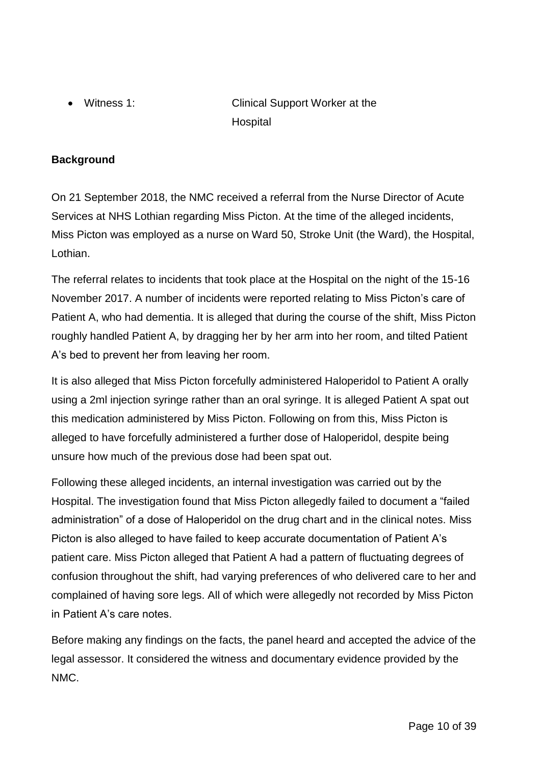- Witness 1: Clinical Support Worker at the Hospital

**Background**

On 21 September 2018, the NMC received a referral from the Nurse Director of Acute Services at NHS Lothian regarding Miss Picton. At the time of the alleged incidents, Miss Picton was employed as a nurse on Ward 50, Stroke Unit (the Ward), the Hospital, Lothian.

The referral relates to incidents that took place at the Hospital on the night of the 15-16 November 2017. A number of incidents were reported relating to Miss Picton's care of Patient A, who had dementia. It is alleged that during the course of the shift, Miss Picton roughly handled Patient A, by dragging her by her arm into her room, and tilted Patient A's bed to prevent her from leaving her room.

It is also alleged that Miss Picton forcefully administered Haloperidol to Patient A orally using a 2ml injection syringe rather than an oral syringe. It is alleged Patient A spat out this medication administered by Miss Picton. Following on from this, Miss Picton is alleged to have forcefully administered a further dose of Haloperidol, despite being unsure how much of the previous dose had been spat out.

Following these alleged incidents, an internal investigation was carried out by the Hospital. The investigation found that Miss Picton allegedly failed to document a "failed administration" of a dose of Haloperidol on the drug chart and in the clinical notes. Miss Picton is also alleged to have failed to keep accurate documentation of Patient A's patient care. Miss Picton alleged that Patient A had a pattern of fluctuating degrees of confusion throughout the shift, had varying preferences of who delivered care to her and complained of having sore legs. All of which were allegedly not recorded by Miss Picton in Patient A's care notes.

Before making any findings on the facts, the panel heard and accepted the advice of the legal assessor. It considered the witness and documentary evidence provided by the NMC.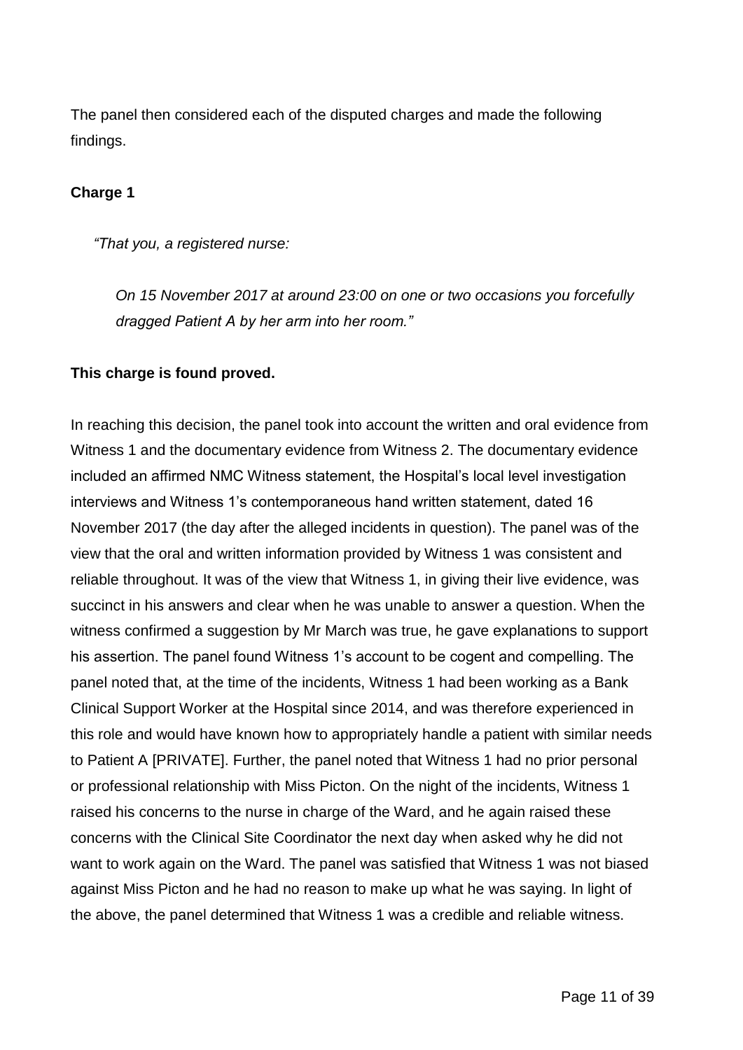The panel then considered each of the disputed charges and made the following findings.

**Charge 1**

*"That you, a registered nurse:*

*On 15 November 2017 at around 23:00 on one or two occasions you forcefully dragged Patient A by her arm into her room."*

**This charge is found proved.**

In reaching this decision, the panel took into account the written and oral evidence from Witness 1 and the documentary evidence from Witness 2. The documentary evidence included an affirmed NMC Witness statement, the Hospital's local level investigation interviews and Witness 1's contemporaneous hand written statement, dated 16 November 2017 (the day after the alleged incidents in question). The panel was of the view that the oral and written information provided by Witness 1 was consistent and reliable throughout. It was of the view that Witness 1, in giving their live evidence, was succinct in his answers and clear when he was unable to answer a question. When the witness confirmed a suggestion by Mr March was true, he gave explanations to support his assertion. The panel found Witness 1's account to be cogent and compelling. The panel noted that, at the time of the incidents, Witness 1 had been working as a Bank Clinical Support Worker at the Hospital since 2014, and was therefore experienced in this role and would have known how to appropriately handle a patient with similar needs to Patient A [PRIVATE]. Further, the panel noted that Witness 1 had no prior personal or professional relationship with Miss Picton. On the night of the incidents, Witness 1 raised his concerns to the nurse in charge of the Ward, and he again raised these concerns with the Clinical Site Coordinator the next day when asked why he did not want to work again on the Ward. The panel was satisfied that Witness 1 was not biased against Miss Picton and he had no reason to make up what he was saying. In light of the above, the panel determined that Witness 1 was a credible and reliable witness.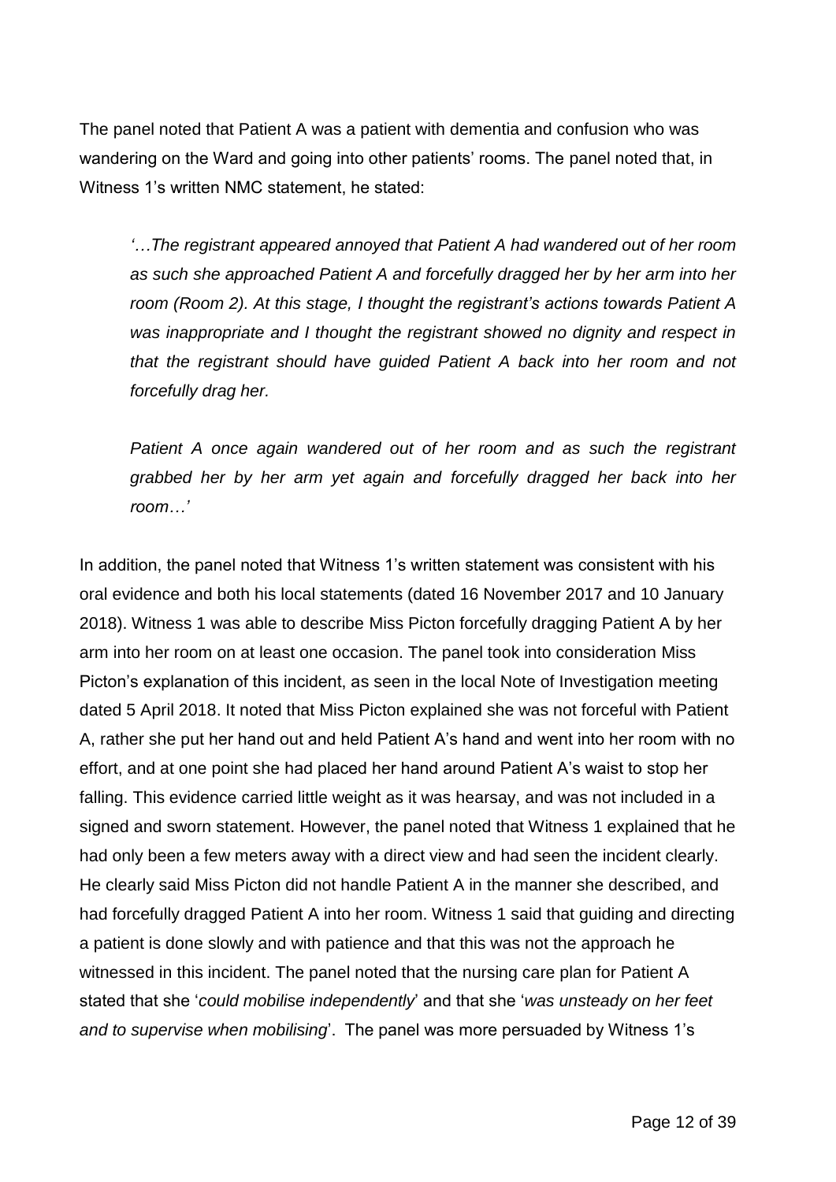The panel noted that Patient A was a patient with dementia and confusion who was wandering on the Ward and going into other patients' rooms. The panel noted that, in Witness 1's written NMC statement, he stated:

> *'…The registrant appeared annoyed that Patient A had wandered out of her room as such she approached Patient A and forcefully dragged her by her arm into her room (Room 2). At this stage, I thought the registrant's actions towards Patient A was inappropriate and I thought the registrant showed no dignity and respect in that the registrant should have guided Patient A back into her room and not forcefully drag her.*
>
> *Patient A once again wandered out of her room and as such the registrant grabbed her by her arm yet again and forcefully dragged her back into her room…'*

In addition, the panel noted that Witness 1's written statement was consistent with his oral evidence and both his local statements (dated 16 November 2017 and 10 January 2018). Witness 1 was able to describe Miss Picton forcefully dragging Patient A by her arm into her room on at least one occasion. The panel took into consideration Miss Picton's explanation of this incident, as seen in the local Note of Investigation meeting dated 5 April 2018. It noted that Miss Picton explained she was not forceful with Patient A, rather she put her hand out and held Patient A's hand and went into her room with no effort, and at one point she had placed her hand around Patient A's waist to stop her falling. This evidence carried little weight as it was hearsay, and was not included in a signed and sworn statement. However, the panel noted that Witness 1 explained that he had only been a few meters away with a direct view and had seen the incident clearly. He clearly said Miss Picton did not handle Patient A in the manner she described, and had forcefully dragged Patient A into her room. Witness 1 said that guiding and directing a patient is done slowly and with patience and that this was not the approach he witnessed in this incident. The panel noted that the nursing care plan for Patient A stated that she '*could mobilise independently*' and that she '*was unsteady on her feet and to supervise when mobilising*'. The panel was more persuaded by Witness 1's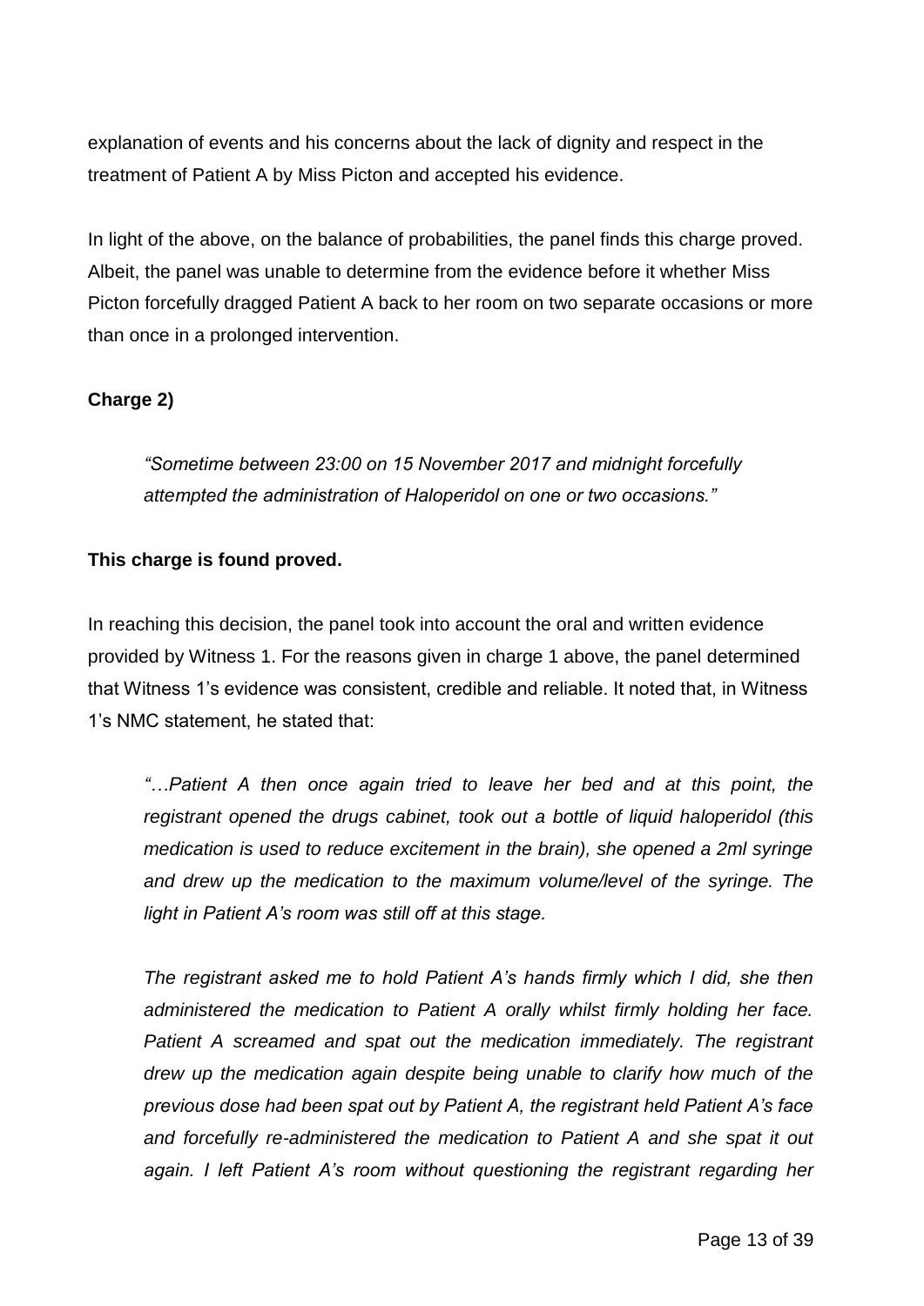explanation of events and his concerns about the lack of dignity and respect in the treatment of Patient A by Miss Picton and accepted his evidence.

In light of the above, on the balance of probabilities, the panel finds this charge proved. Albeit, the panel was unable to determine from the evidence before it whether Miss Picton forcefully dragged Patient A back to her room on two separate occasions or more than once in a prolonged intervention.

**Charge 2)**

> *"Sometime between 23:00 on 15 November 2017 and midnight forcefully attempted the administration of Haloperidol on one or two occasions."*

**This charge is found proved.**

In reaching this decision, the panel took into account the oral and written evidence provided by Witness 1. For the reasons given in charge 1 above, the panel determined that Witness 1's evidence was consistent, credible and reliable. It noted that, in Witness 1's NMC statement, he stated that:

> *"…Patient A then once again tried to leave her bed and at this point, the registrant opened the drugs cabinet, took out a bottle of liquid haloperidol (this medication is used to reduce excitement in the brain), she opened a 2ml syringe and drew up the medication to the maximum volume/level of the syringe. The light in Patient A's room was still off at this stage.*
>
> *The registrant asked me to hold Patient A's hands firmly which I did, she then administered the medication to Patient A orally whilst firmly holding her face. Patient A screamed and spat out the medication immediately. The registrant drew up the medication again despite being unable to clarify how much of the previous dose had been spat out by Patient A, the registrant held Patient A's face and forcefully re-administered the medication to Patient A and she spat it out again. I left Patient A's room without questioning the registrant regarding her*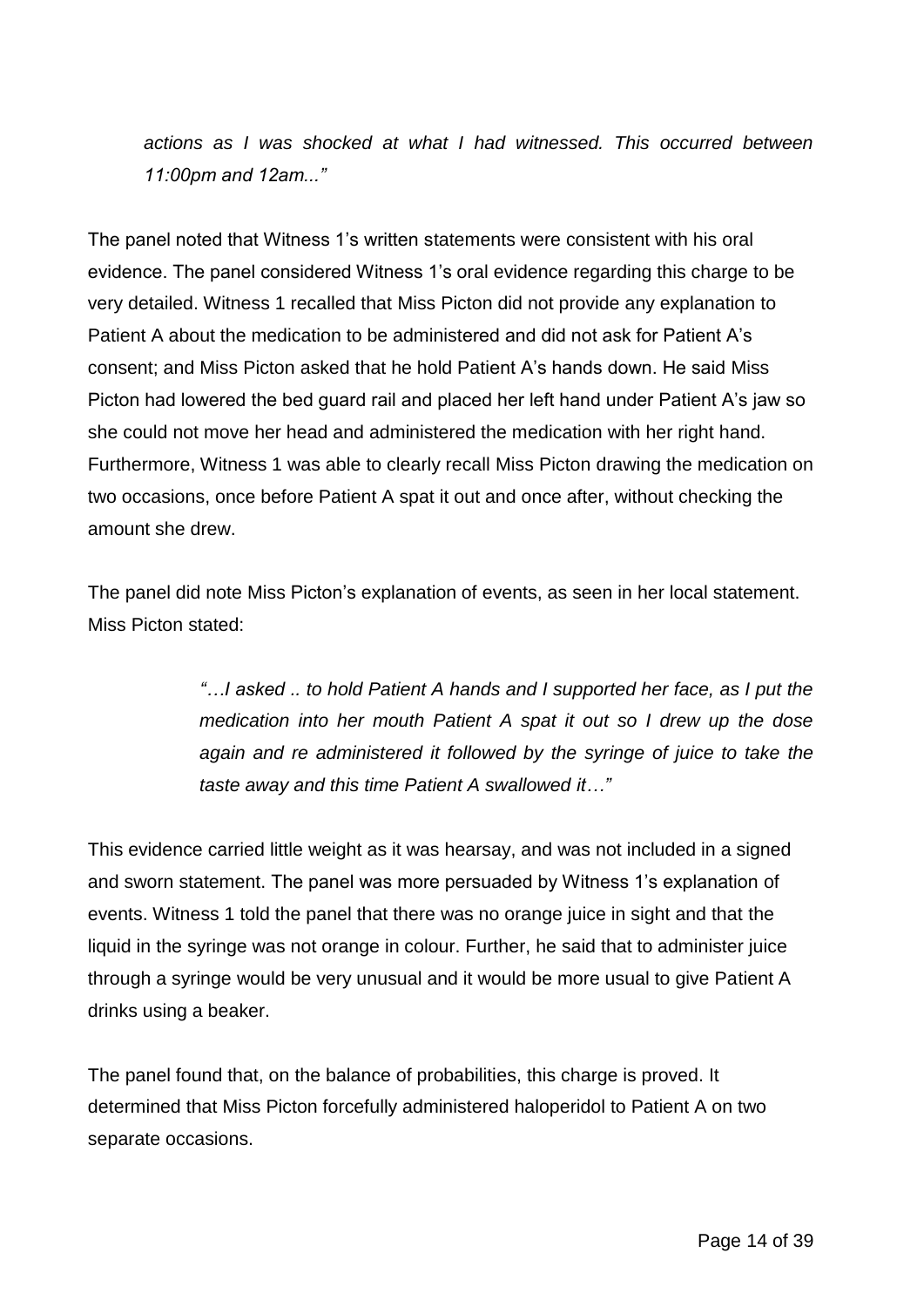*actions as I was shocked at what I had witnessed. This occurred between 11:00pm and 12am..."*

The panel noted that Witness 1's written statements were consistent with his oral evidence. The panel considered Witness 1's oral evidence regarding this charge to be very detailed. Witness 1 recalled that Miss Picton did not provide any explanation to Patient A about the medication to be administered and did not ask for Patient A's consent; and Miss Picton asked that he hold Patient A's hands down. He said Miss Picton had lowered the bed guard rail and placed her left hand under Patient A's jaw so she could not move her head and administered the medication with her right hand. Furthermore, Witness 1 was able to clearly recall Miss Picton drawing the medication on two occasions, once before Patient A spat it out and once after, without checking the amount she drew.

The panel did note Miss Picton's explanation of events, as seen in her local statement. Miss Picton stated:

> *"…I asked .. to hold Patient A hands and I supported her face, as I put the medication into her mouth Patient A spat it out so I drew up the dose again and re administered it followed by the syringe of juice to take the taste away and this time Patient A swallowed it…"*

This evidence carried little weight as it was hearsay, and was not included in a signed and sworn statement. The panel was more persuaded by Witness 1's explanation of events. Witness 1 told the panel that there was no orange juice in sight and that the liquid in the syringe was not orange in colour. Further, he said that to administer juice through a syringe would be very unusual and it would be more usual to give Patient A drinks using a beaker.

The panel found that, on the balance of probabilities, this charge is proved. It determined that Miss Picton forcefully administered haloperidol to Patient A on two separate occasions.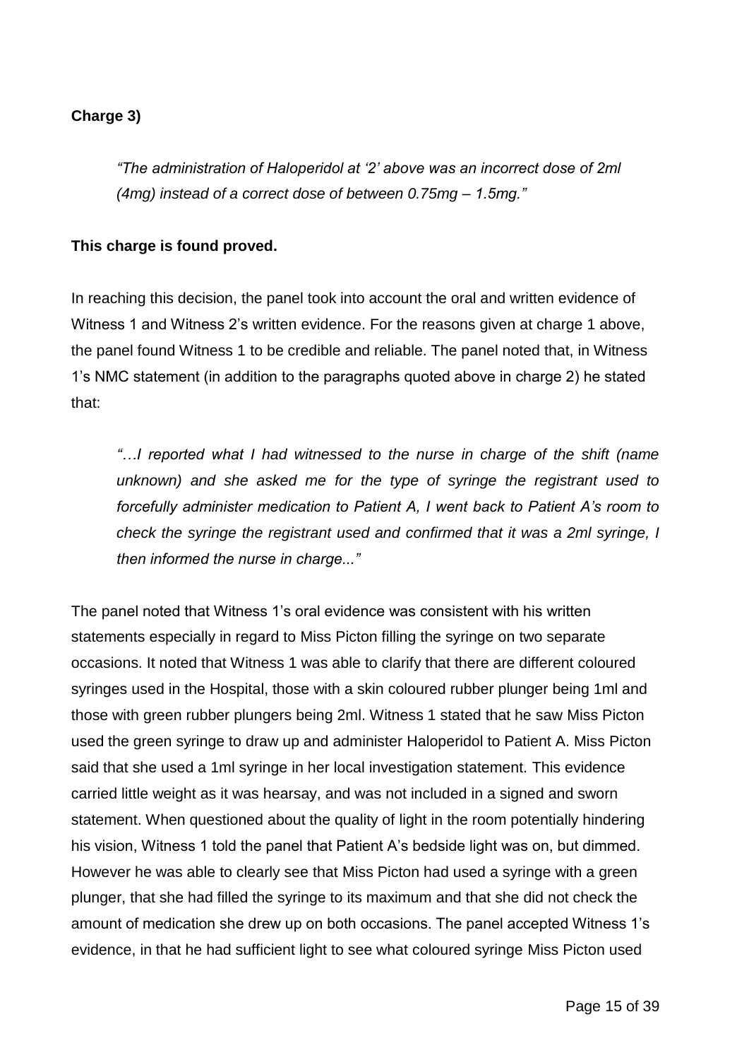**Charge 3)**

> *"The administration of Haloperidol at '2' above was an incorrect dose of 2ml (4mg) instead of a correct dose of between 0.75mg – 1.5mg."*

**This charge is found proved.**

In reaching this decision, the panel took into account the oral and written evidence of Witness 1 and Witness 2's written evidence. For the reasons given at charge 1 above, the panel found Witness 1 to be credible and reliable. The panel noted that, in Witness 1's NMC statement (in addition to the paragraphs quoted above in charge 2) he stated that:

> *"…I reported what I had witnessed to the nurse in charge of the shift (name unknown) and she asked me for the type of syringe the registrant used to forcefully administer medication to Patient A, I went back to Patient A's room to check the syringe the registrant used and confirmed that it was a 2ml syringe, I then informed the nurse in charge..."*

The panel noted that Witness 1's oral evidence was consistent with his written statements especially in regard to Miss Picton filling the syringe on two separate occasions. It noted that Witness 1 was able to clarify that there are different coloured syringes used in the Hospital, those with a skin coloured rubber plunger being 1ml and those with green rubber plungers being 2ml. Witness 1 stated that he saw Miss Picton used the green syringe to draw up and administer Haloperidol to Patient A. Miss Picton said that she used a 1ml syringe in her local investigation statement. This evidence carried little weight as it was hearsay, and was not included in a signed and sworn statement. When questioned about the quality of light in the room potentially hindering his vision, Witness 1 told the panel that Patient A's bedside light was on, but dimmed. However he was able to clearly see that Miss Picton had used a syringe with a green plunger, that she had filled the syringe to its maximum and that she did not check the amount of medication she drew up on both occasions. The panel accepted Witness 1's evidence, in that he had sufficient light to see what coloured syringe Miss Picton used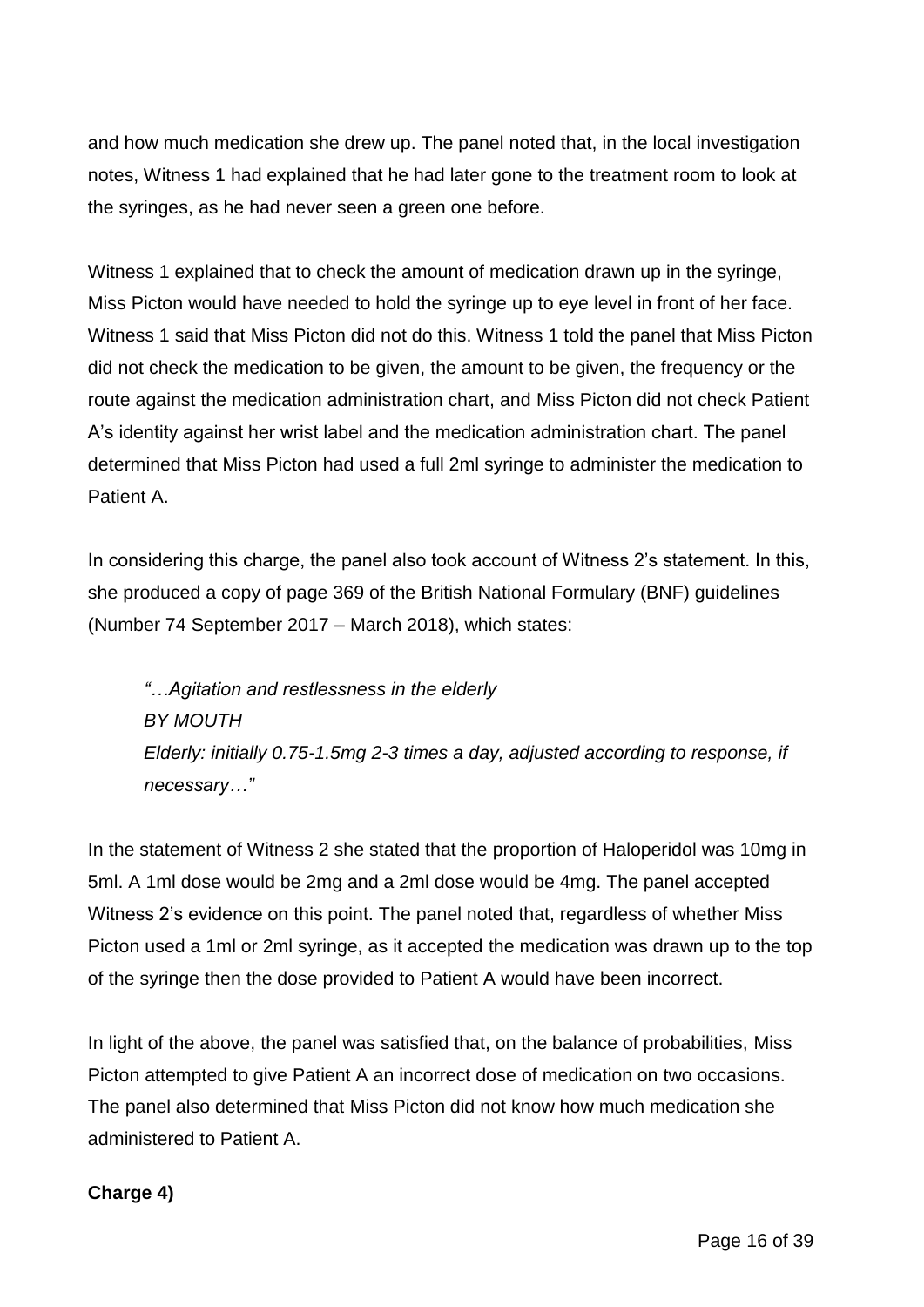and how much medication she drew up. The panel noted that, in the local investigation notes, Witness 1 had explained that he had later gone to the treatment room to look at the syringes, as he had never seen a green one before.

Witness 1 explained that to check the amount of medication drawn up in the syringe, Miss Picton would have needed to hold the syringe up to eye level in front of her face. Witness 1 said that Miss Picton did not do this. Witness 1 told the panel that Miss Picton did not check the medication to be given, the amount to be given, the frequency or the route against the medication administration chart, and Miss Picton did not check Patient A's identity against her wrist label and the medication administration chart. The panel determined that Miss Picton had used a full 2ml syringe to administer the medication to Patient A.

In considering this charge, the panel also took account of Witness 2's statement. In this, she produced a copy of page 369 of the British National Formulary (BNF) guidelines (Number 74 September 2017 – March 2018), which states:

> *"…Agitation and restlessness in the elderly*
> *BY MOUTH*
> *Elderly: initially 0.75-1.5mg 2-3 times a day, adjusted according to response, if necessary…"*

In the statement of Witness 2 she stated that the proportion of Haloperidol was 10mg in 5ml. A 1ml dose would be 2mg and a 2ml dose would be 4mg. The panel accepted Witness 2's evidence on this point. The panel noted that, regardless of whether Miss Picton used a 1ml or 2ml syringe, as it accepted the medication was drawn up to the top of the syringe then the dose provided to Patient A would have been incorrect.

In light of the above, the panel was satisfied that, on the balance of probabilities, Miss Picton attempted to give Patient A an incorrect dose of medication on two occasions. The panel also determined that Miss Picton did not know how much medication she administered to Patient A.

**Charge 4)**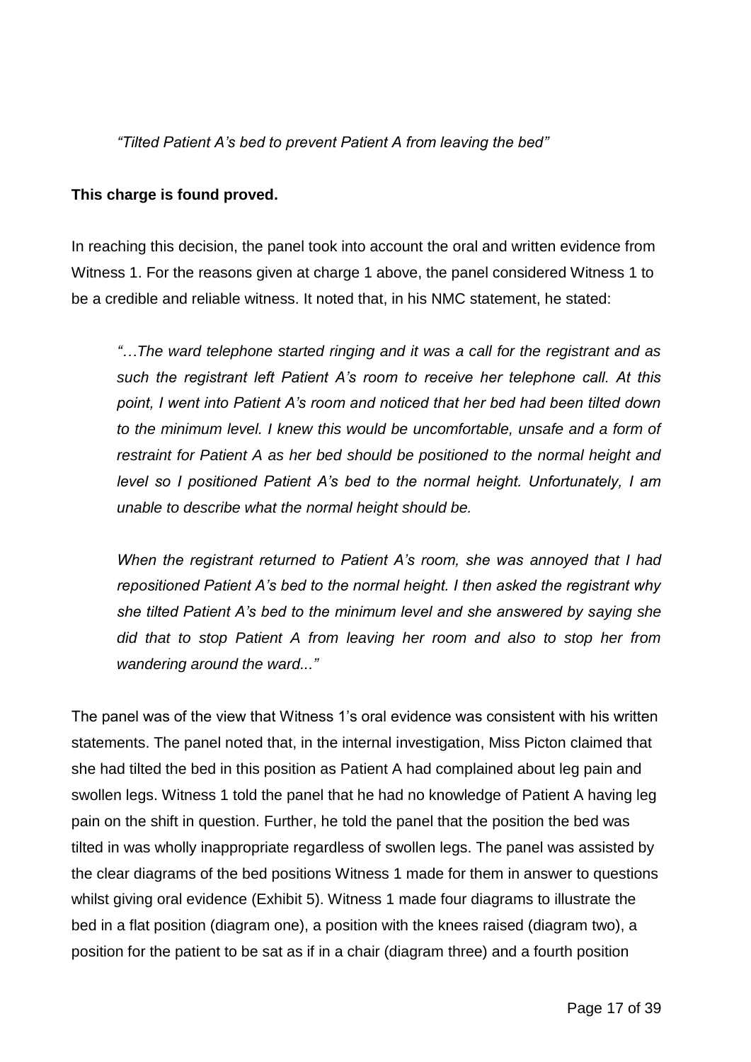*"Tilted Patient A's bed to prevent Patient A from leaving the bed"*

**This charge is found proved.**

In reaching this decision, the panel took into account the oral and written evidence from Witness 1. For the reasons given at charge 1 above, the panel considered Witness 1 to be a credible and reliable witness. It noted that, in his NMC statement, he stated:

> *"…The ward telephone started ringing and it was a call for the registrant and as such the registrant left Patient A's room to receive her telephone call. At this point, I went into Patient A's room and noticed that her bed had been tilted down to the minimum level. I knew this would be uncomfortable, unsafe and a form of restraint for Patient A as her bed should be positioned to the normal height and level so I positioned Patient A's bed to the normal height. Unfortunately, I am unable to describe what the normal height should be.*
>
> *When the registrant returned to Patient A's room, she was annoyed that I had repositioned Patient A's bed to the normal height. I then asked the registrant why she tilted Patient A's bed to the minimum level and she answered by saying she did that to stop Patient A from leaving her room and also to stop her from wandering around the ward..."*

The panel was of the view that Witness 1's oral evidence was consistent with his written statements. The panel noted that, in the internal investigation, Miss Picton claimed that she had tilted the bed in this position as Patient A had complained about leg pain and swollen legs. Witness 1 told the panel that he had no knowledge of Patient A having leg pain on the shift in question. Further, he told the panel that the position the bed was tilted in was wholly inappropriate regardless of swollen legs. The panel was assisted by the clear diagrams of the bed positions Witness 1 made for them in answer to questions whilst giving oral evidence (Exhibit 5). Witness 1 made four diagrams to illustrate the bed in a flat position (diagram one), a position with the knees raised (diagram two), a position for the patient to be sat as if in a chair (diagram three) and a fourth position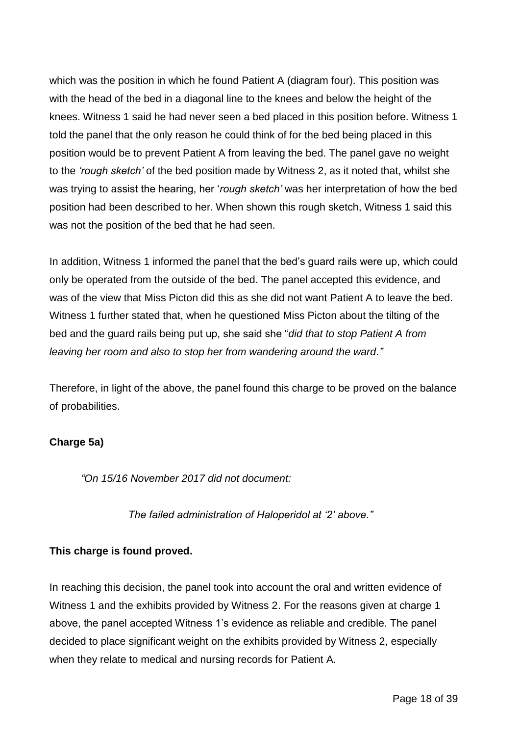which was the position in which he found Patient A (diagram four). This position was with the head of the bed in a diagonal line to the knees and below the height of the knees. Witness 1 said he had never seen a bed placed in this position before. Witness 1 told the panel that the only reason he could think of for the bed being placed in this position would be to prevent Patient A from leaving the bed. The panel gave no weight to the *'rough sketch'* of the bed position made by Witness 2, as it noted that, whilst she was trying to assist the hearing, her '*rough sketch'* was her interpretation of how the bed position had been described to her. When shown this rough sketch, Witness 1 said this was not the position of the bed that he had seen.

In addition, Witness 1 informed the panel that the bed's guard rails were up, which could only be operated from the outside of the bed. The panel accepted this evidence, and was of the view that Miss Picton did this as she did not want Patient A to leave the bed. Witness 1 further stated that, when he questioned Miss Picton about the tilting of the bed and the guard rails being put up, she said she "*did that to stop Patient A from leaving her room and also to stop her from wandering around the ward."*

Therefore, in light of the above, the panel found this charge to be proved on the balance of probabilities.

**Charge 5a)**

> *"On 15/16 November 2017 did not document:*
>
> *The failed administration of Haloperidol at '2' above."*

**This charge is found proved.**

In reaching this decision, the panel took into account the oral and written evidence of Witness 1 and the exhibits provided by Witness 2. For the reasons given at charge 1 above, the panel accepted Witness 1's evidence as reliable and credible. The panel decided to place significant weight on the exhibits provided by Witness 2, especially when they relate to medical and nursing records for Patient A.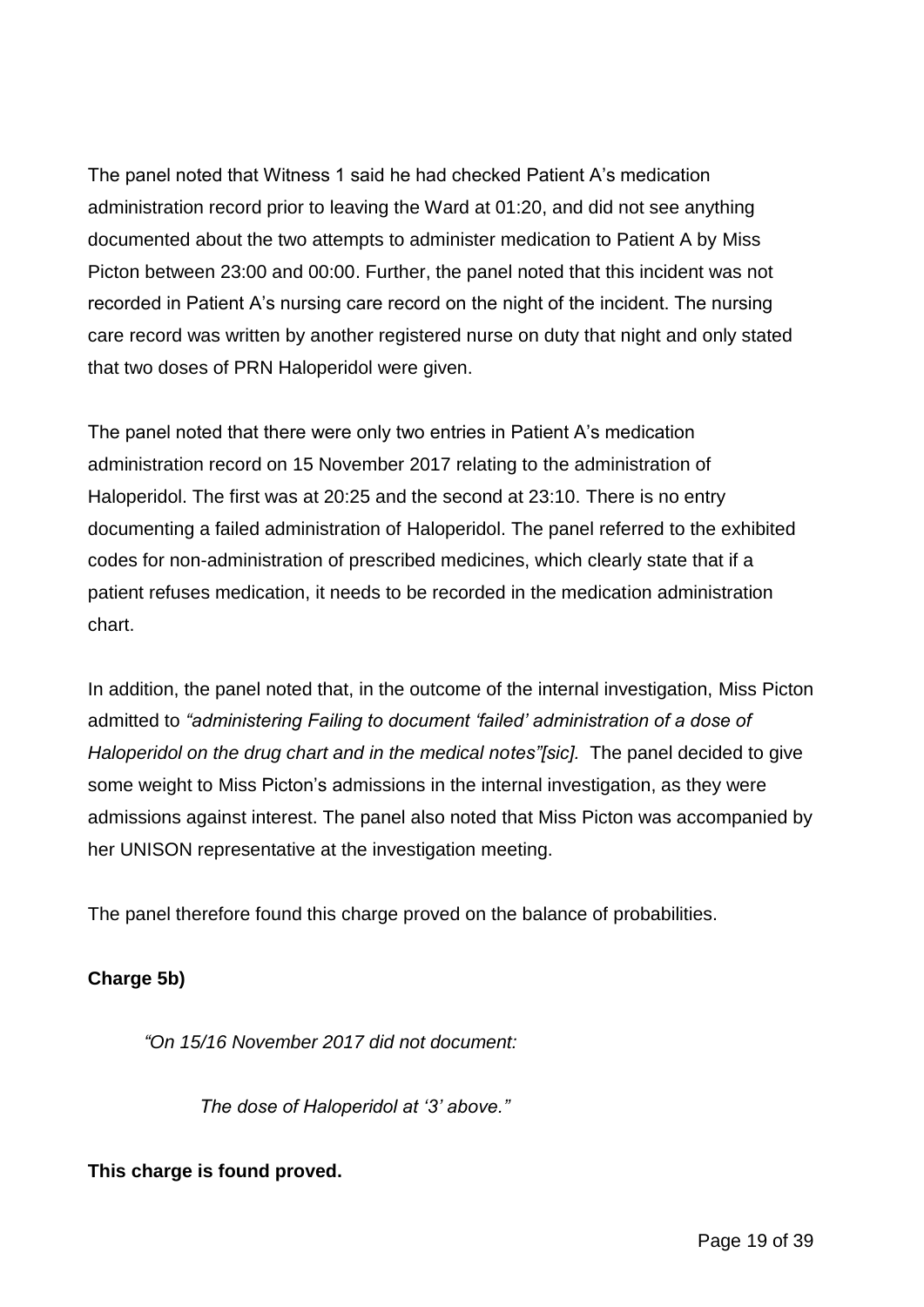The panel noted that Witness 1 said he had checked Patient A's medication administration record prior to leaving the Ward at 01:20, and did not see anything documented about the two attempts to administer medication to Patient A by Miss Picton between 23:00 and 00:00. Further, the panel noted that this incident was not recorded in Patient A's nursing care record on the night of the incident. The nursing care record was written by another registered nurse on duty that night and only stated that two doses of PRN Haloperidol were given.

The panel noted that there were only two entries in Patient A's medication administration record on 15 November 2017 relating to the administration of Haloperidol. The first was at 20:25 and the second at 23:10. There is no entry documenting a failed administration of Haloperidol. The panel referred to the exhibited codes for non-administration of prescribed medicines, which clearly state that if a patient refuses medication, it needs to be recorded in the medication administration chart.

In addition, the panel noted that, in the outcome of the internal investigation, Miss Picton admitted to *"administering Failing to document 'failed' administration of a dose of Haloperidol on the drug chart and in the medical notes"[sic].* The panel decided to give some weight to Miss Picton's admissions in the internal investigation, as they were admissions against interest. The panel also noted that Miss Picton was accompanied by her UNISON representative at the investigation meeting.

The panel therefore found this charge proved on the balance of probabilities.

**Charge 5b)**

> *"On 15/16 November 2017 did not document:*
>
> > *The dose of Haloperidol at '3' above."*

**This charge is found proved.**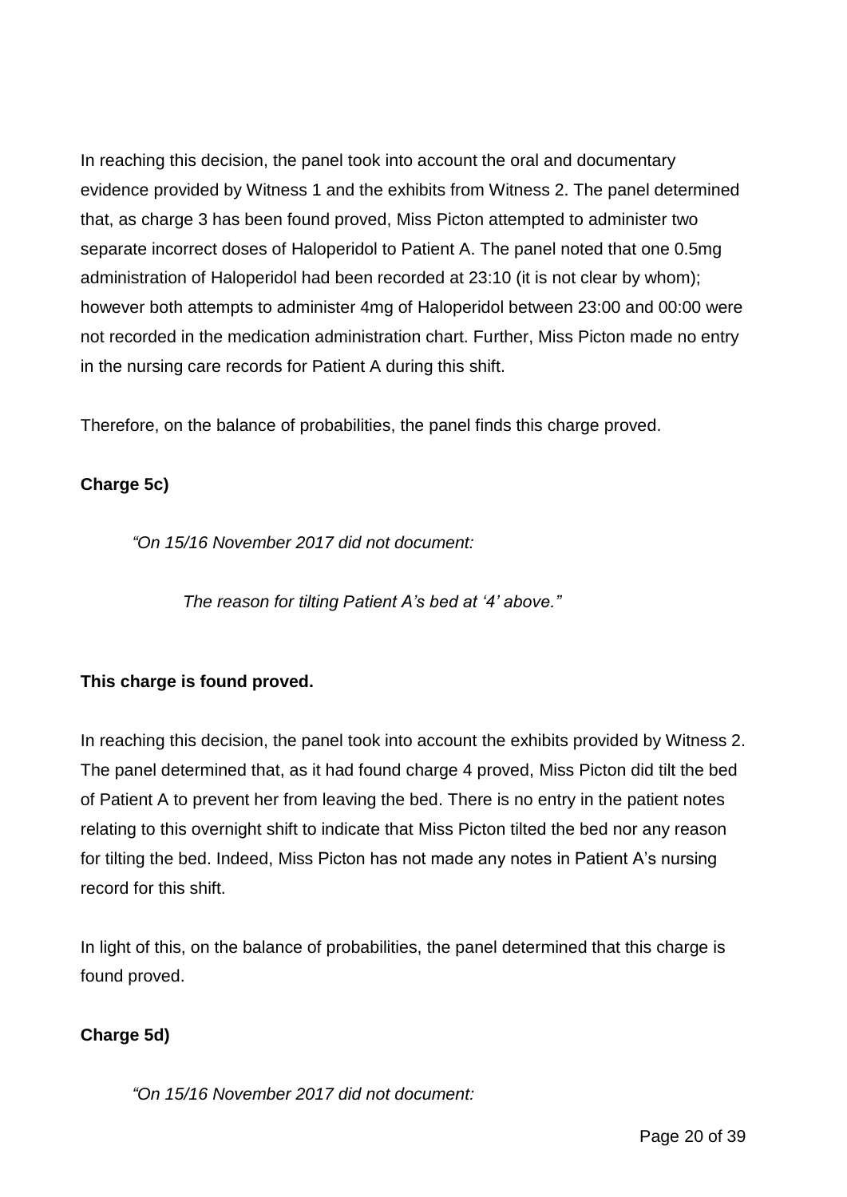In reaching this decision, the panel took into account the oral and documentary evidence provided by Witness 1 and the exhibits from Witness 2. The panel determined that, as charge 3 has been found proved, Miss Picton attempted to administer two separate incorrect doses of Haloperidol to Patient A. The panel noted that one 0.5mg administration of Haloperidol had been recorded at 23:10 (it is not clear by whom); however both attempts to administer 4mg of Haloperidol between 23:00 and 00:00 were not recorded in the medication administration chart. Further, Miss Picton made no entry in the nursing care records for Patient A during this shift.

Therefore, on the balance of probabilities, the panel finds this charge proved.

**Charge 5c)**

> *"On 15/16 November 2017 did not document:*
>
> > *The reason for tilting Patient A's bed at '4' above."*

**This charge is found proved.**

In reaching this decision, the panel took into account the exhibits provided by Witness 2. The panel determined that, as it had found charge 4 proved, Miss Picton did tilt the bed of Patient A to prevent her from leaving the bed. There is no entry in the patient notes relating to this overnight shift to indicate that Miss Picton tilted the bed nor any reason for tilting the bed. Indeed, Miss Picton has not made any notes in Patient A's nursing record for this shift.

In light of this, on the balance of probabilities, the panel determined that this charge is found proved.

**Charge 5d)**

> *"On 15/16 November 2017 did not document:*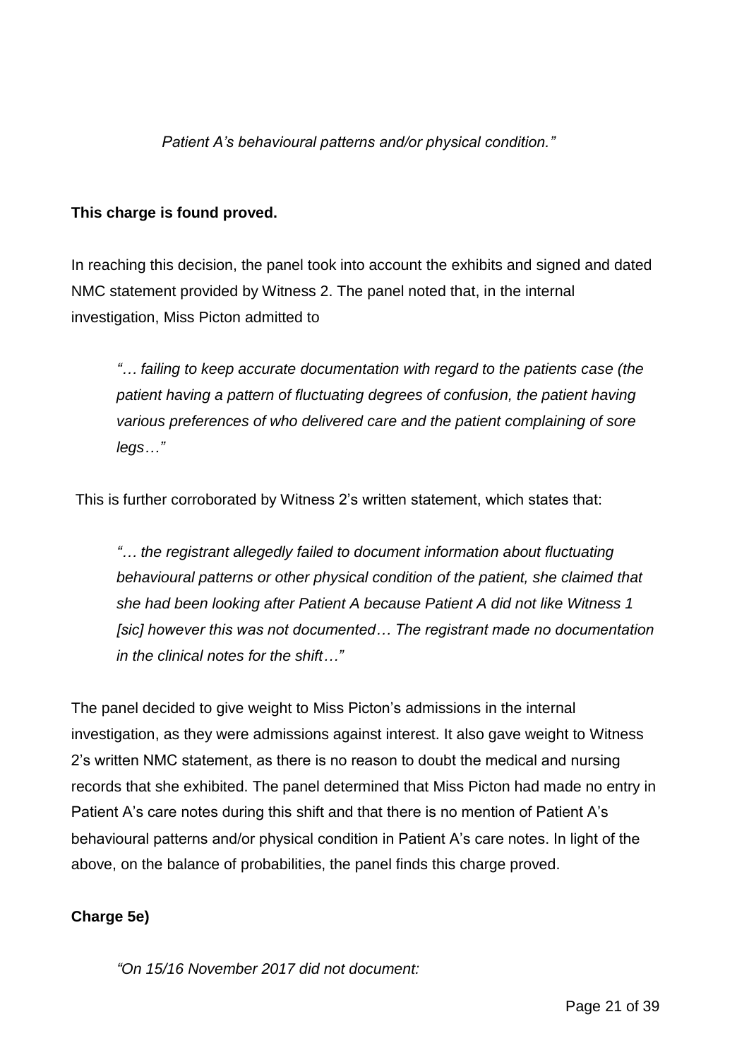*Patient A's behavioural patterns and/or physical condition."*

**This charge is found proved.**

In reaching this decision, the panel took into account the exhibits and signed and dated NMC statement provided by Witness 2. The panel noted that, in the internal investigation, Miss Picton admitted to

> *"… failing to keep accurate documentation with regard to the patients case (the patient having a pattern of fluctuating degrees of confusion, the patient having various preferences of who delivered care and the patient complaining of sore legs…"*

This is further corroborated by Witness 2's written statement, which states that:

> *"… the registrant allegedly failed to document information about fluctuating behavioural patterns or other physical condition of the patient, she claimed that she had been looking after Patient A because Patient A did not like Witness 1 [sic] however this was not documented… The registrant made no documentation in the clinical notes for the shift…"*

The panel decided to give weight to Miss Picton's admissions in the internal investigation, as they were admissions against interest. It also gave weight to Witness 2's written NMC statement, as there is no reason to doubt the medical and nursing records that she exhibited. The panel determined that Miss Picton had made no entry in Patient A's care notes during this shift and that there is no mention of Patient A's behavioural patterns and/or physical condition in Patient A's care notes. In light of the above, on the balance of probabilities, the panel finds this charge proved.

**Charge 5e)**

> *"On 15/16 November 2017 did not document:*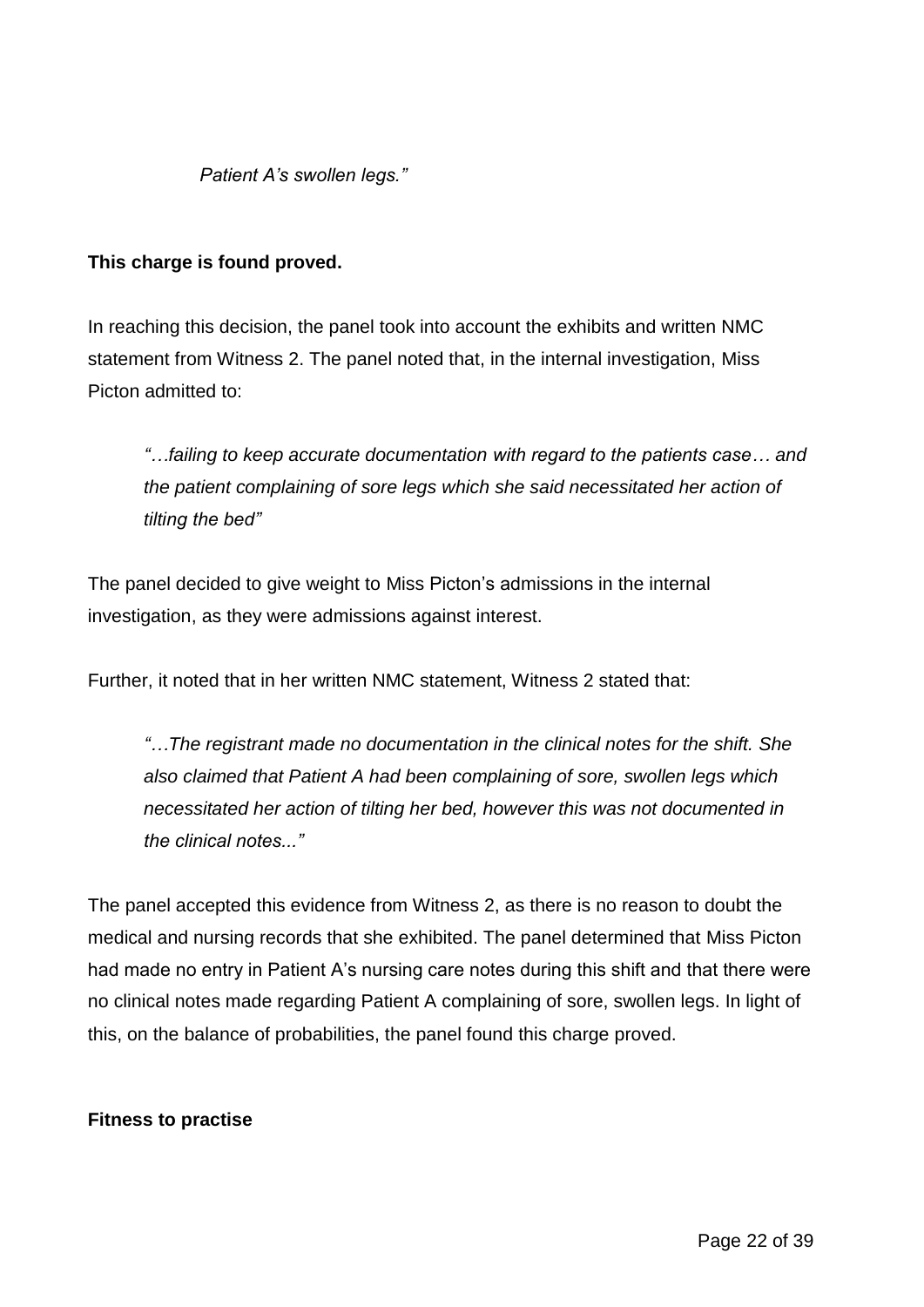*Patient A's swollen legs."*

**This charge is found proved.**

In reaching this decision, the panel took into account the exhibits and written NMC statement from Witness 2. The panel noted that, in the internal investigation, Miss Picton admitted to:

> *"…failing to keep accurate documentation with regard to the patients case… and the patient complaining of sore legs which she said necessitated her action of tilting the bed"*

The panel decided to give weight to Miss Picton's admissions in the internal investigation, as they were admissions against interest.

Further, it noted that in her written NMC statement, Witness 2 stated that:

> *"…The registrant made no documentation in the clinical notes for the shift. She also claimed that Patient A had been complaining of sore, swollen legs which necessitated her action of tilting her bed, however this was not documented in the clinical notes..."*

The panel accepted this evidence from Witness 2, as there is no reason to doubt the medical and nursing records that she exhibited. The panel determined that Miss Picton had made no entry in Patient A's nursing care notes during this shift and that there were no clinical notes made regarding Patient A complaining of sore, swollen legs. In light of this, on the balance of probabilities, the panel found this charge proved.

**Fitness to practise**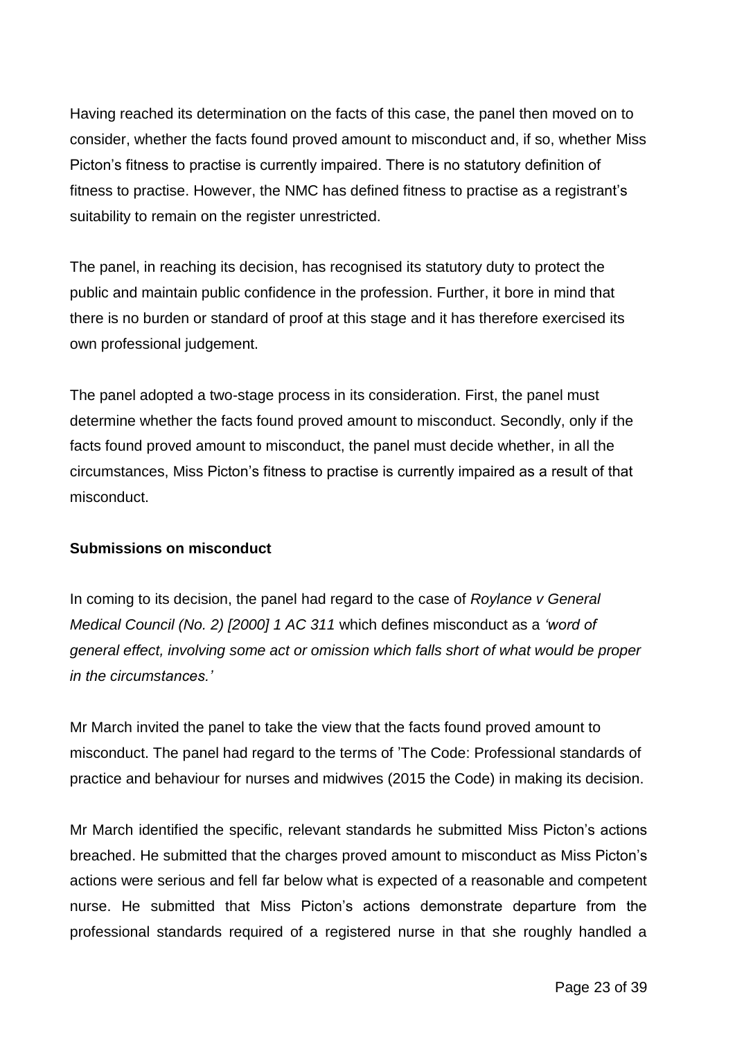Having reached its determination on the facts of this case, the panel then moved on to consider, whether the facts found proved amount to misconduct and, if so, whether Miss Picton's fitness to practise is currently impaired. There is no statutory definition of fitness to practise. However, the NMC has defined fitness to practise as a registrant's suitability to remain on the register unrestricted.

The panel, in reaching its decision, has recognised its statutory duty to protect the public and maintain public confidence in the profession. Further, it bore in mind that there is no burden or standard of proof at this stage and it has therefore exercised its own professional judgement.

The panel adopted a two-stage process in its consideration. First, the panel must determine whether the facts found proved amount to misconduct. Secondly, only if the facts found proved amount to misconduct, the panel must decide whether, in all the circumstances, Miss Picton's fitness to practise is currently impaired as a result of that misconduct.

**Submissions on misconduct**

In coming to its decision, the panel had regard to the case of *Roylance v General Medical Council (No. 2) [2000] 1 AC 311* which defines misconduct as a *'word of general effect, involving some act or omission which falls short of what would be proper in the circumstances.'*

Mr March invited the panel to take the view that the facts found proved amount to misconduct. The panel had regard to the terms of 'The Code: Professional standards of practice and behaviour for nurses and midwives (2015 the Code) in making its decision.

Mr March identified the specific, relevant standards he submitted Miss Picton's actions breached. He submitted that the charges proved amount to misconduct as Miss Picton's actions were serious and fell far below what is expected of a reasonable and competent nurse. He submitted that Miss Picton's actions demonstrate departure from the professional standards required of a registered nurse in that she roughly handled a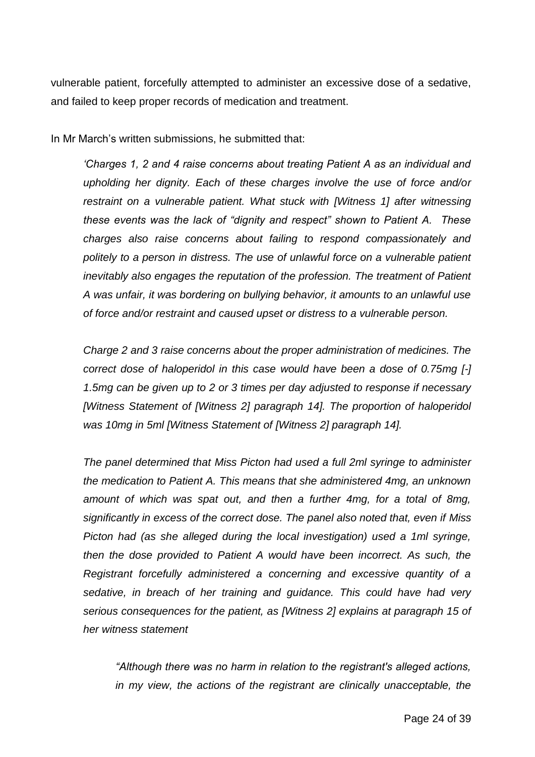vulnerable patient, forcefully attempted to administer an excessive dose of a sedative, and failed to keep proper records of medication and treatment.

In Mr March's written submissions, he submitted that:

> *'Charges 1, 2 and 4 raise concerns about treating Patient A as an individual and upholding her dignity. Each of these charges involve the use of force and/or restraint on a vulnerable patient. What stuck with [Witness 1] after witnessing these events was the lack of "dignity and respect" shown to Patient A. These charges also raise concerns about failing to respond compassionately and politely to a person in distress. The use of unlawful force on a vulnerable patient inevitably also engages the reputation of the profession. The treatment of Patient A was unfair, it was bordering on bullying behavior, it amounts to an unlawful use of force and/or restraint and caused upset or distress to a vulnerable person.*
>
> *Charge 2 and 3 raise concerns about the proper administration of medicines. The correct dose of haloperidol in this case would have been a dose of 0.75mg [-] 1.5mg can be given up to 2 or 3 times per day adjusted to response if necessary [Witness Statement of [Witness 2] paragraph 14]. The proportion of haloperidol was 10mg in 5ml [Witness Statement of [Witness 2] paragraph 14].*
>
> *The panel determined that Miss Picton had used a full 2ml syringe to administer the medication to Patient A. This means that she administered 4mg, an unknown amount of which was spat out, and then a further 4mg, for a total of 8mg, significantly in excess of the correct dose. The panel also noted that, even if Miss Picton had (as she alleged during the local investigation) used a 1ml syringe, then the dose provided to Patient A would have been incorrect. As such, the Registrant forcefully administered a concerning and excessive quantity of a sedative, in breach of her training and guidance. This could have had very serious consequences for the patient, as [Witness 2] explains at paragraph 15 of her witness statement*
>
> > *"Although there was no harm in relation to the registrant's alleged actions, in my view, the actions of the registrant are clinically unacceptable, the*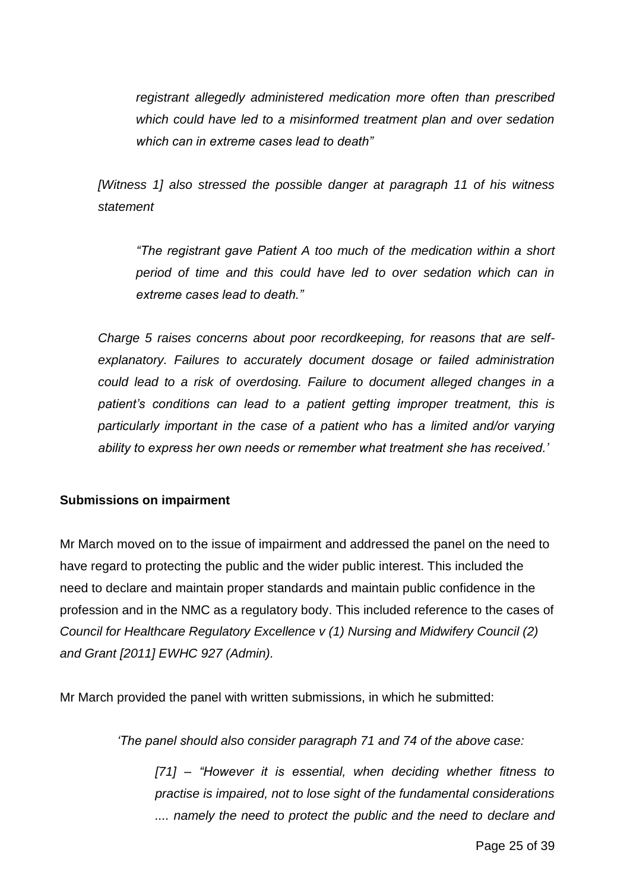> *registrant allegedly administered medication more often than prescribed which could have led to a misinformed treatment plan and over sedation which can in extreme cases lead to death"*

*[Witness 1] also stressed the possible danger at paragraph 11 of his witness statement*

> *"The registrant gave Patient A too much of the medication within a short period of time and this could have led to over sedation which can in extreme cases lead to death."*

*Charge 5 raises concerns about poor recordkeeping, for reasons that are self-explanatory. Failures to accurately document dosage or failed administration could lead to a risk of overdosing. Failure to document alleged changes in a patient's conditions can lead to a patient getting improper treatment, this is particularly important in the case of a patient who has a limited and/or varying ability to express her own needs or remember what treatment she has received.'*

**Submissions on impairment**

Mr March moved on to the issue of impairment and addressed the panel on the need to have regard to protecting the public and the wider public interest. This included the need to declare and maintain proper standards and maintain public confidence in the profession and in the NMC as a regulatory body. This included reference to the cases of *Council for Healthcare Regulatory Excellence v (1) Nursing and Midwifery Council (2) and Grant [2011] EWHC 927 (Admin).*

Mr March provided the panel with written submissions, in which he submitted:

> *'The panel should also consider paragraph 71 and 74 of the above case:*
>
> > *[71] – "However it is essential, when deciding whether fitness to practise is impaired, not to lose sight of the fundamental considerations .... namely the need to protect the public and the need to declare and*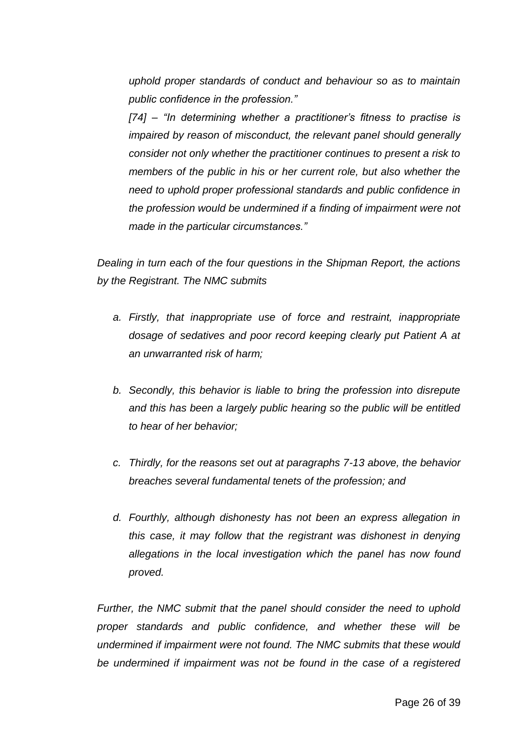*uphold proper standards of conduct and behaviour so as to maintain public confidence in the profession."*

*[74] – "In determining whether a practitioner's fitness to practise is impaired by reason of misconduct, the relevant panel should generally consider not only whether the practitioner continues to present a risk to members of the public in his or her current role, but also whether the need to uphold proper professional standards and public confidence in the profession would be undermined if a finding of impairment were not made in the particular circumstances."*

*Dealing in turn each of the four questions in the Shipman Report, the actions by the Registrant. The NMC submits*

*a. Firstly, that inappropriate use of force and restraint, inappropriate dosage of sedatives and poor record keeping clearly put Patient A at an unwarranted risk of harm;*

*b. Secondly, this behavior is liable to bring the profession into disrepute and this has been a largely public hearing so the public will be entitled to hear of her behavior;*

*c. Thirdly, for the reasons set out at paragraphs 7-13 above, the behavior breaches several fundamental tenets of the profession; and*

*d. Fourthly, although dishonesty has not been an express allegation in this case, it may follow that the registrant was dishonest in denying allegations in the local investigation which the panel has now found proved.*

*Further, the NMC submit that the panel should consider the need to uphold proper standards and public confidence, and whether these will be undermined if impairment were not found. The NMC submits that these would be undermined if impairment was not be found in the case of a registered*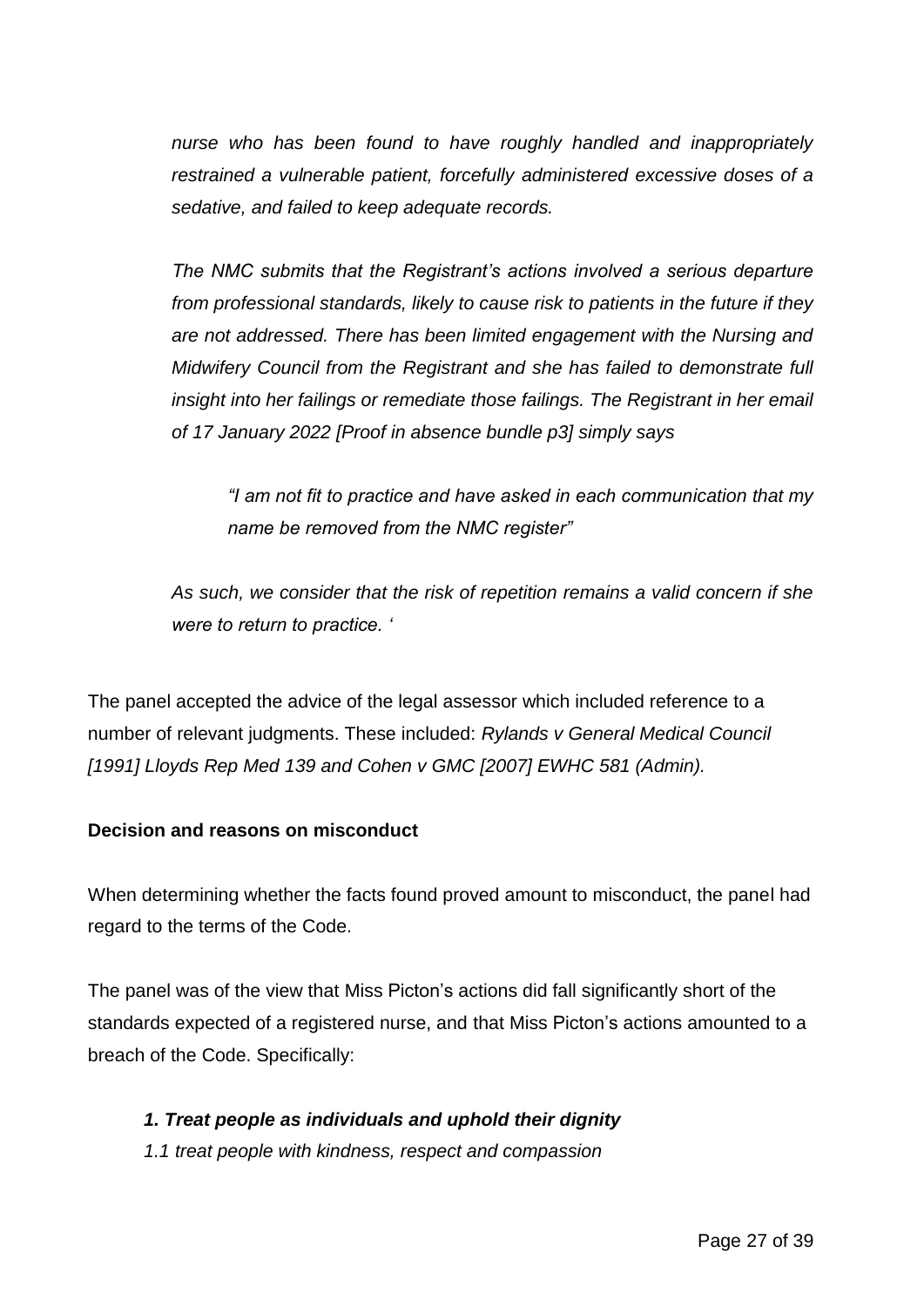*nurse who has been found to have roughly handled and inappropriately restrained a vulnerable patient, forcefully administered excessive doses of a sedative, and failed to keep adequate records.*

*The NMC submits that the Registrant's actions involved a serious departure from professional standards, likely to cause risk to patients in the future if they are not addressed. There has been limited engagement with the Nursing and Midwifery Council from the Registrant and she has failed to demonstrate full insight into her failings or remediate those failings. The Registrant in her email of 17 January 2022 [Proof in absence bundle p3] simply says*

> *"I am not fit to practice and have asked in each communication that my name be removed from the NMC register"*

*As such, we consider that the risk of repetition remains a valid concern if she were to return to practice. '*

The panel accepted the advice of the legal assessor which included reference to a number of relevant judgments. These included: *Rylands v General Medical Council [1991] Lloyds Rep Med 139 and Cohen v GMC [2007] EWHC 581 (Admin).*

**Decision and reasons on misconduct**

When determining whether the facts found proved amount to misconduct, the panel had regard to the terms of the Code.

The panel was of the view that Miss Picton's actions did fall significantly short of the standards expected of a registered nurse, and that Miss Picton's actions amounted to a breach of the Code. Specifically:

***1. Treat people as individuals and uphold their dignity***

*1.1 treat people with kindness, respect and compassion*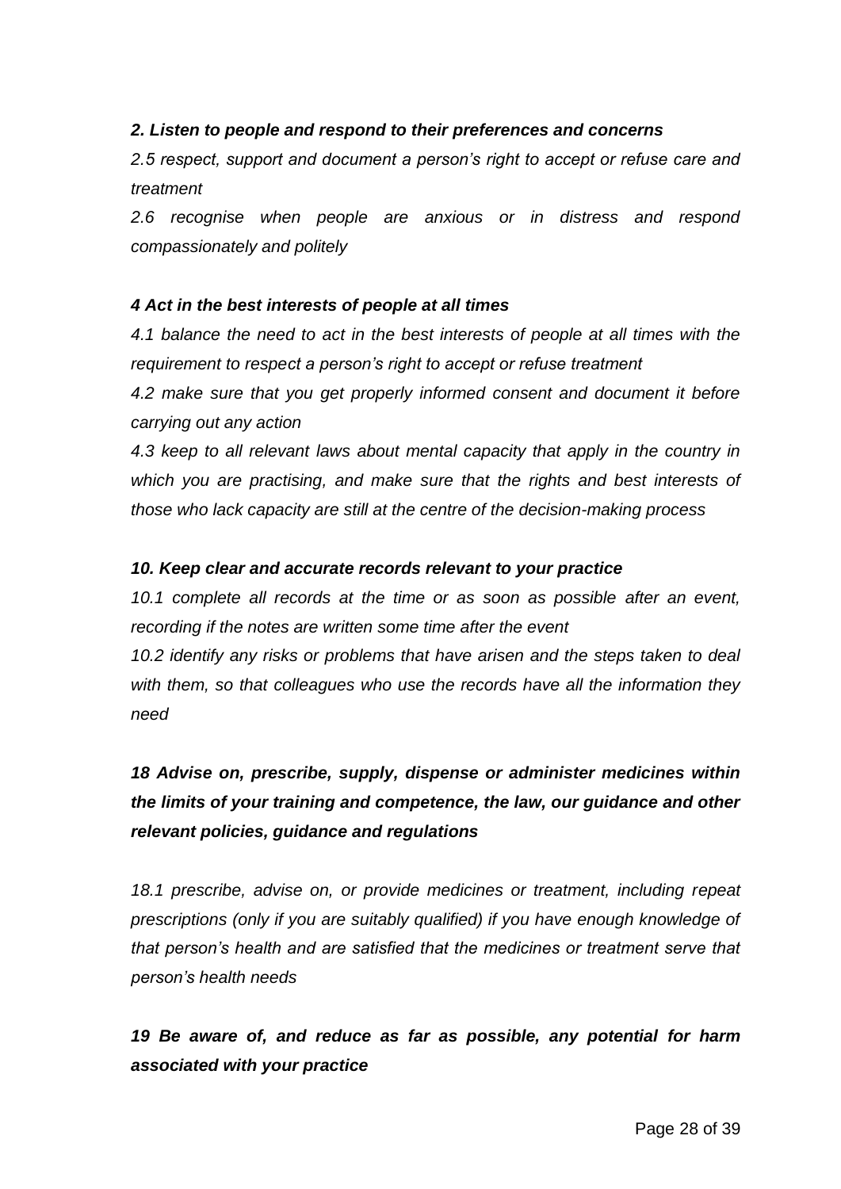***2. Listen to people and respond to their preferences and concerns***

*2.5 respect, support and document a person's right to accept or refuse care and treatment*

*2.6 recognise when people are anxious or in distress and respond compassionately and politely*

***4 Act in the best interests of people at all times***

*4.1 balance the need to act in the best interests of people at all times with the requirement to respect a person's right to accept or refuse treatment*

*4.2 make sure that you get properly informed consent and document it before carrying out any action*

*4.3 keep to all relevant laws about mental capacity that apply in the country in which you are practising, and make sure that the rights and best interests of those who lack capacity are still at the centre of the decision-making process*

***10. Keep clear and accurate records relevant to your practice***

*10.1 complete all records at the time or as soon as possible after an event, recording if the notes are written some time after the event*

*10.2 identify any risks or problems that have arisen and the steps taken to deal with them, so that colleagues who use the records have all the information they need*

***18 Advise on, prescribe, supply, dispense or administer medicines within the limits of your training and competence, the law, our guidance and other relevant policies, guidance and regulations***

*18.1 prescribe, advise on, or provide medicines or treatment, including repeat prescriptions (only if you are suitably qualified) if you have enough knowledge of that person's health and are satisfied that the medicines or treatment serve that person's health needs*

***19 Be aware of, and reduce as far as possible, any potential for harm associated with your practice***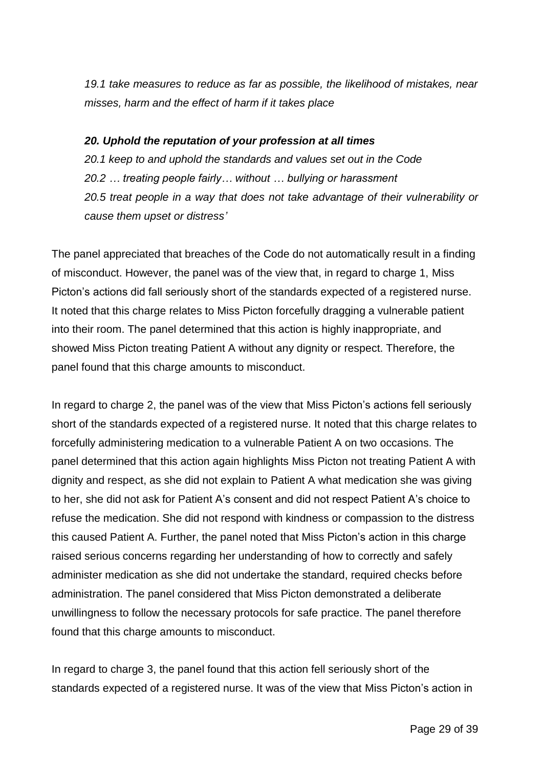*19.1 take measures to reduce as far as possible, the likelihood of mistakes, near misses, harm and the effect of harm if it takes place*

***20. Uphold the reputation of your profession at all times***
*20.1 keep to and uphold the standards and values set out in the Code*
*20.2 … treating people fairly… without … bullying or harassment*
*20.5 treat people in a way that does not take advantage of their vulnerability or cause them upset or distress'*

The panel appreciated that breaches of the Code do not automatically result in a finding of misconduct. However, the panel was of the view that, in regard to charge 1, Miss Picton's actions did fall seriously short of the standards expected of a registered nurse. It noted that this charge relates to Miss Picton forcefully dragging a vulnerable patient into their room. The panel determined that this action is highly inappropriate, and showed Miss Picton treating Patient A without any dignity or respect. Therefore, the panel found that this charge amounts to misconduct.

In regard to charge 2, the panel was of the view that Miss Picton's actions fell seriously short of the standards expected of a registered nurse. It noted that this charge relates to forcefully administering medication to a vulnerable Patient A on two occasions. The panel determined that this action again highlights Miss Picton not treating Patient A with dignity and respect, as she did not explain to Patient A what medication she was giving to her, she did not ask for Patient A's consent and did not respect Patient A's choice to refuse the medication. She did not respond with kindness or compassion to the distress this caused Patient A. Further, the panel noted that Miss Picton's action in this charge raised serious concerns regarding her understanding of how to correctly and safely administer medication as she did not undertake the standard, required checks before administration. The panel considered that Miss Picton demonstrated a deliberate unwillingness to follow the necessary protocols for safe practice. The panel therefore found that this charge amounts to misconduct.

In regard to charge 3, the panel found that this action fell seriously short of the standards expected of a registered nurse. It was of the view that Miss Picton's action in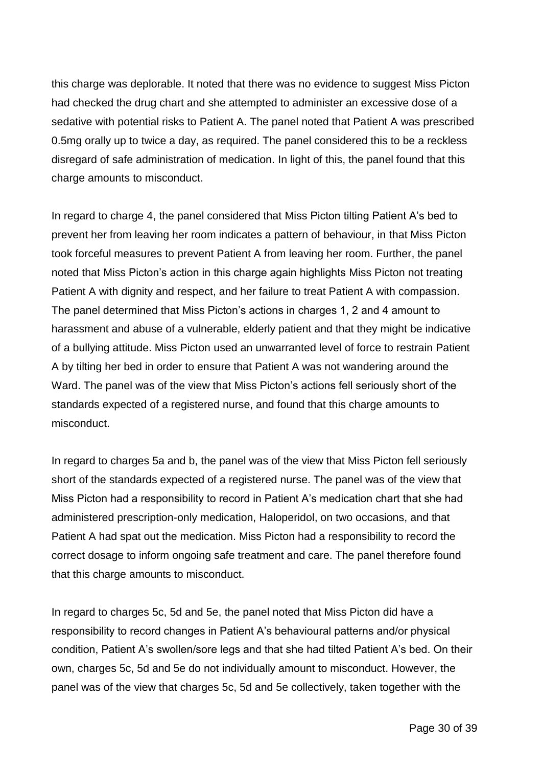this charge was deplorable. It noted that there was no evidence to suggest Miss Picton had checked the drug chart and she attempted to administer an excessive dose of a sedative with potential risks to Patient A. The panel noted that Patient A was prescribed 0.5mg orally up to twice a day, as required. The panel considered this to be a reckless disregard of safe administration of medication. In light of this, the panel found that this charge amounts to misconduct.

In regard to charge 4, the panel considered that Miss Picton tilting Patient A's bed to prevent her from leaving her room indicates a pattern of behaviour, in that Miss Picton took forceful measures to prevent Patient A from leaving her room. Further, the panel noted that Miss Picton's action in this charge again highlights Miss Picton not treating Patient A with dignity and respect, and her failure to treat Patient A with compassion. The panel determined that Miss Picton's actions in charges 1, 2 and 4 amount to harassment and abuse of a vulnerable, elderly patient and that they might be indicative of a bullying attitude. Miss Picton used an unwarranted level of force to restrain Patient A by tilting her bed in order to ensure that Patient A was not wandering around the Ward. The panel was of the view that Miss Picton's actions fell seriously short of the standards expected of a registered nurse, and found that this charge amounts to misconduct.

In regard to charges 5a and b, the panel was of the view that Miss Picton fell seriously short of the standards expected of a registered nurse. The panel was of the view that Miss Picton had a responsibility to record in Patient A's medication chart that she had administered prescription-only medication, Haloperidol, on two occasions, and that Patient A had spat out the medication. Miss Picton had a responsibility to record the correct dosage to inform ongoing safe treatment and care. The panel therefore found that this charge amounts to misconduct.

In regard to charges 5c, 5d and 5e, the panel noted that Miss Picton did have a responsibility to record changes in Patient A's behavioural patterns and/or physical condition, Patient A's swollen/sore legs and that she had tilted Patient A's bed. On their own, charges 5c, 5d and 5e do not individually amount to misconduct. However, the panel was of the view that charges 5c, 5d and 5e collectively, taken together with the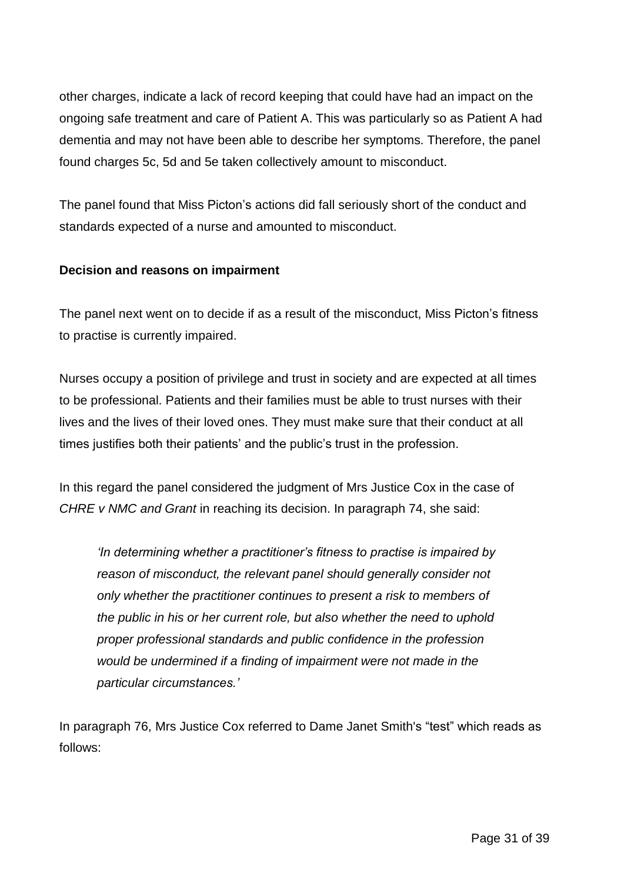other charges, indicate a lack of record keeping that could have had an impact on the ongoing safe treatment and care of Patient A. This was particularly so as Patient A had dementia and may not have been able to describe her symptoms. Therefore, the panel found charges 5c, 5d and 5e taken collectively amount to misconduct.

The panel found that Miss Picton's actions did fall seriously short of the conduct and standards expected of a nurse and amounted to misconduct.

**Decision and reasons on impairment**

The panel next went on to decide if as a result of the misconduct, Miss Picton's fitness to practise is currently impaired.

Nurses occupy a position of privilege and trust in society and are expected at all times to be professional. Patients and their families must be able to trust nurses with their lives and the lives of their loved ones. They must make sure that their conduct at all times justifies both their patients' and the public's trust in the profession.

In this regard the panel considered the judgment of Mrs Justice Cox in the case of *CHRE v NMC and Grant* in reaching its decision. In paragraph 74, she said:

> *'In determining whether a practitioner's fitness to practise is impaired by reason of misconduct, the relevant panel should generally consider not only whether the practitioner continues to present a risk to members of the public in his or her current role, but also whether the need to uphold proper professional standards and public confidence in the profession would be undermined if a finding of impairment were not made in the particular circumstances.'*

In paragraph 76, Mrs Justice Cox referred to Dame Janet Smith's "test" which reads as follows: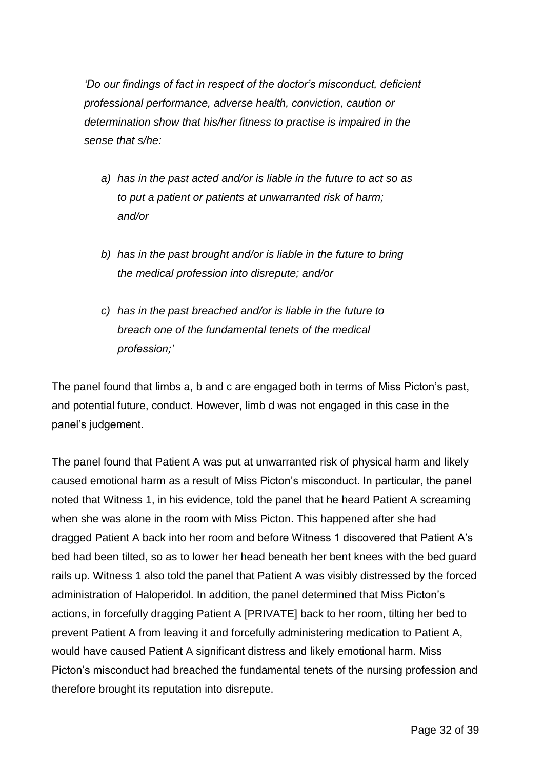*'Do our findings of fact in respect of the doctor's misconduct, deficient professional performance, adverse health, conviction, caution or determination show that his/her fitness to practise is impaired in the sense that s/he:*

> *a) has in the past acted and/or is liable in the future to act so as to put a patient or patients at unwarranted risk of harm; and/or*
>
> *b) has in the past brought and/or is liable in the future to bring the medical profession into disrepute; and/or*
>
> *c) has in the past breached and/or is liable in the future to breach one of the fundamental tenets of the medical profession;'*

The panel found that limbs a, b and c are engaged both in terms of Miss Picton's past, and potential future, conduct. However, limb d was not engaged in this case in the panel's judgement.

The panel found that Patient A was put at unwarranted risk of physical harm and likely caused emotional harm as a result of Miss Picton's misconduct. In particular, the panel noted that Witness 1, in his evidence, told the panel that he heard Patient A screaming when she was alone in the room with Miss Picton. This happened after she had dragged Patient A back into her room and before Witness 1 discovered that Patient A's bed had been tilted, so as to lower her head beneath her bent knees with the bed guard rails up. Witness 1 also told the panel that Patient A was visibly distressed by the forced administration of Haloperidol. In addition, the panel determined that Miss Picton's actions, in forcefully dragging Patient A [PRIVATE] back to her room, tilting her bed to prevent Patient A from leaving it and forcefully administering medication to Patient A, would have caused Patient A significant distress and likely emotional harm. Miss Picton's misconduct had breached the fundamental tenets of the nursing profession and therefore brought its reputation into disrepute.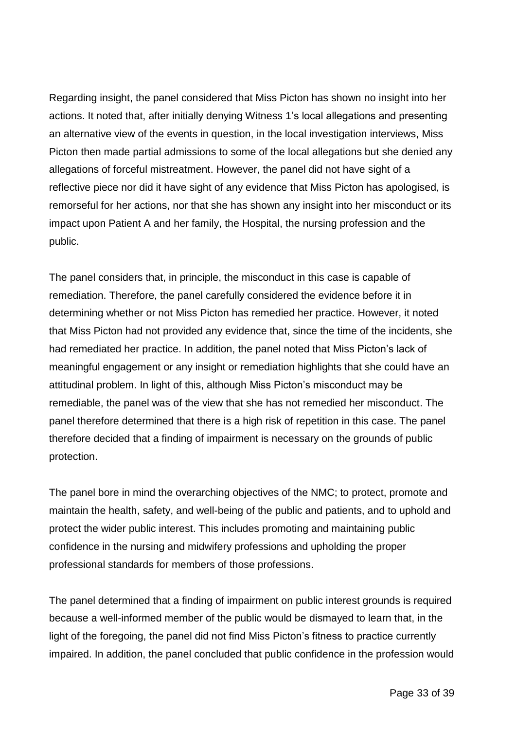Regarding insight, the panel considered that Miss Picton has shown no insight into her actions. It noted that, after initially denying Witness 1's local allegations and presenting an alternative view of the events in question, in the local investigation interviews, Miss Picton then made partial admissions to some of the local allegations but she denied any allegations of forceful mistreatment. However, the panel did not have sight of a reflective piece nor did it have sight of any evidence that Miss Picton has apologised, is remorseful for her actions, nor that she has shown any insight into her misconduct or its impact upon Patient A and her family, the Hospital, the nursing profession and the public.

The panel considers that, in principle, the misconduct in this case is capable of remediation. Therefore, the panel carefully considered the evidence before it in determining whether or not Miss Picton has remedied her practice. However, it noted that Miss Picton had not provided any evidence that, since the time of the incidents, she had remediated her practice. In addition, the panel noted that Miss Picton's lack of meaningful engagement or any insight or remediation highlights that she could have an attitudinal problem. In light of this, although Miss Picton's misconduct may be remediable, the panel was of the view that she has not remedied her misconduct. The panel therefore determined that there is a high risk of repetition in this case. The panel therefore decided that a finding of impairment is necessary on the grounds of public protection.

The panel bore in mind the overarching objectives of the NMC; to protect, promote and maintain the health, safety, and well-being of the public and patients, and to uphold and protect the wider public interest. This includes promoting and maintaining public confidence in the nursing and midwifery professions and upholding the proper professional standards for members of those professions.

The panel determined that a finding of impairment on public interest grounds is required because a well-informed member of the public would be dismayed to learn that, in the light of the foregoing, the panel did not find Miss Picton's fitness to practice currently impaired. In addition, the panel concluded that public confidence in the profession would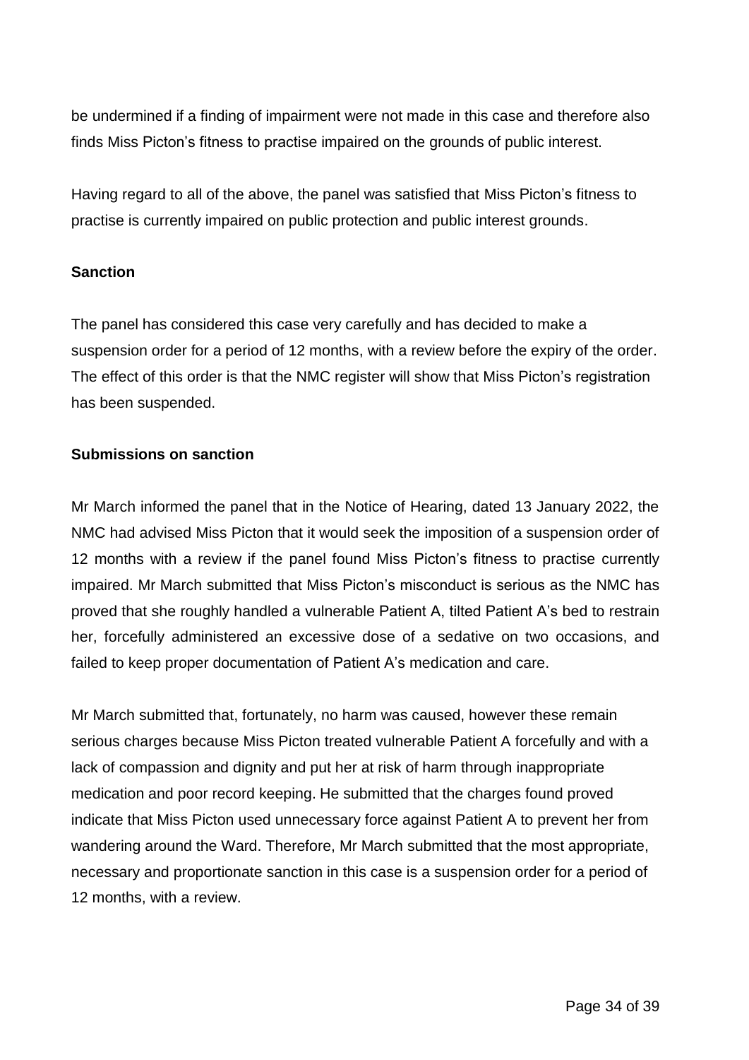be undermined if a finding of impairment were not made in this case and therefore also finds Miss Picton's fitness to practise impaired on the grounds of public interest.

Having regard to all of the above, the panel was satisfied that Miss Picton's fitness to practise is currently impaired on public protection and public interest grounds.

**Sanction**

The panel has considered this case very carefully and has decided to make a suspension order for a period of 12 months, with a review before the expiry of the order. The effect of this order is that the NMC register will show that Miss Picton's registration has been suspended.

**Submissions on sanction**

Mr March informed the panel that in the Notice of Hearing, dated 13 January 2022, the NMC had advised Miss Picton that it would seek the imposition of a suspension order of 12 months with a review if the panel found Miss Picton's fitness to practise currently impaired. Mr March submitted that Miss Picton's misconduct is serious as the NMC has proved that she roughly handled a vulnerable Patient A, tilted Patient A's bed to restrain her, forcefully administered an excessive dose of a sedative on two occasions, and failed to keep proper documentation of Patient A's medication and care.

Mr March submitted that, fortunately, no harm was caused, however these remain serious charges because Miss Picton treated vulnerable Patient A forcefully and with a lack of compassion and dignity and put her at risk of harm through inappropriate medication and poor record keeping. He submitted that the charges found proved indicate that Miss Picton used unnecessary force against Patient A to prevent her from wandering around the Ward. Therefore, Mr March submitted that the most appropriate, necessary and proportionate sanction in this case is a suspension order for a period of 12 months, with a review.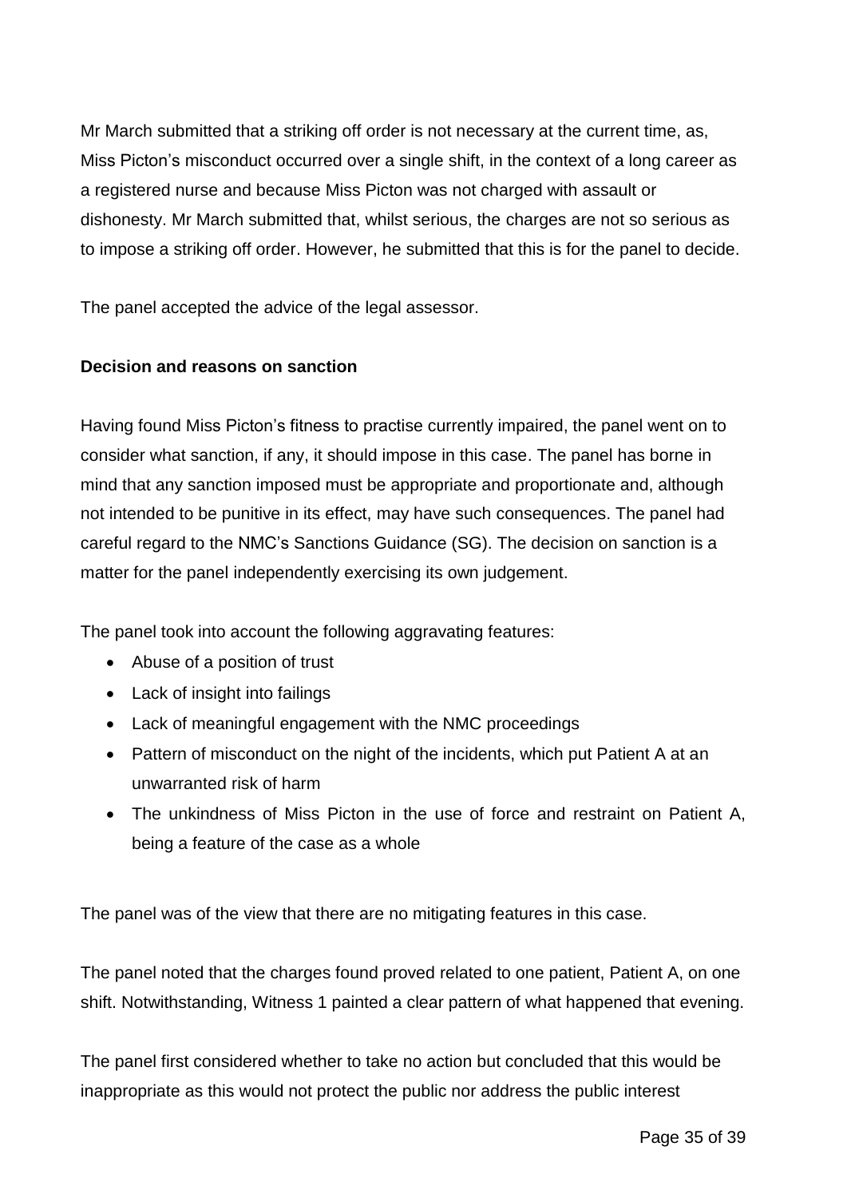Mr March submitted that a striking off order is not necessary at the current time, as, Miss Picton's misconduct occurred over a single shift, in the context of a long career as a registered nurse and because Miss Picton was not charged with assault or dishonesty. Mr March submitted that, whilst serious, the charges are not so serious as to impose a striking off order. However, he submitted that this is for the panel to decide.

The panel accepted the advice of the legal assessor.

**Decision and reasons on sanction**

Having found Miss Picton's fitness to practise currently impaired, the panel went on to consider what sanction, if any, it should impose in this case. The panel has borne in mind that any sanction imposed must be appropriate and proportionate and, although not intended to be punitive in its effect, may have such consequences. The panel had careful regard to the NMC's Sanctions Guidance (SG). The decision on sanction is a matter for the panel independently exercising its own judgement.

The panel took into account the following aggravating features:

- Abuse of a position of trust
- Lack of insight into failings
- Lack of meaningful engagement with the NMC proceedings
- Pattern of misconduct on the night of the incidents, which put Patient A at an unwarranted risk of harm
- The unkindness of Miss Picton in the use of force and restraint on Patient A, being a feature of the case as a whole

The panel was of the view that there are no mitigating features in this case.

The panel noted that the charges found proved related to one patient, Patient A, on one shift. Notwithstanding, Witness 1 painted a clear pattern of what happened that evening.

The panel first considered whether to take no action but concluded that this would be inappropriate as this would not protect the public nor address the public interest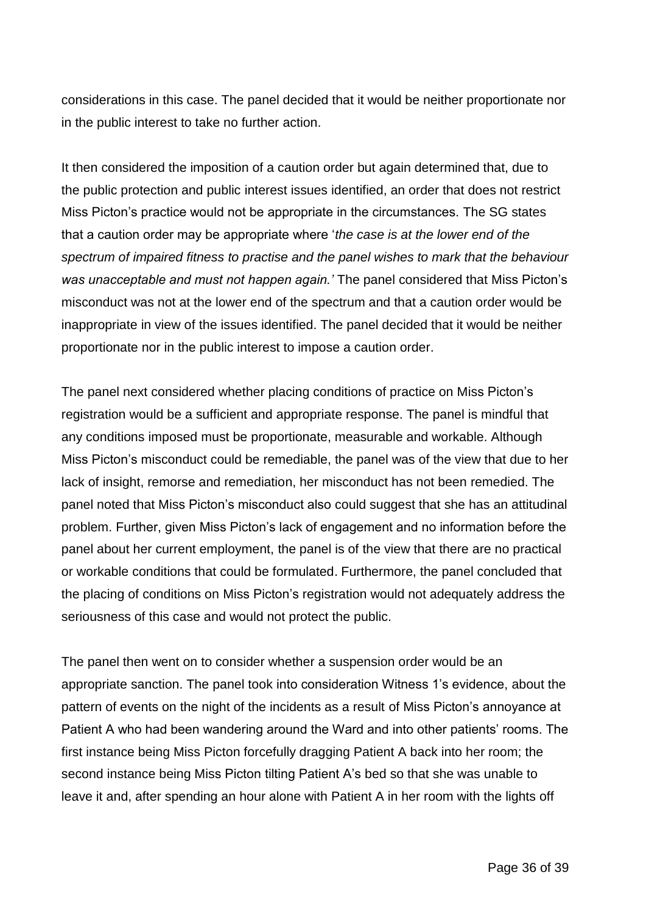considerations in this case. The panel decided that it would be neither proportionate nor in the public interest to take no further action.

It then considered the imposition of a caution order but again determined that, due to the public protection and public interest issues identified, an order that does not restrict Miss Picton's practice would not be appropriate in the circumstances. The SG states that a caution order may be appropriate where '*the case is at the lower end of the spectrum of impaired fitness to practise and the panel wishes to mark that the behaviour was unacceptable and must not happen again.'* The panel considered that Miss Picton's misconduct was not at the lower end of the spectrum and that a caution order would be inappropriate in view of the issues identified. The panel decided that it would be neither proportionate nor in the public interest to impose a caution order.

The panel next considered whether placing conditions of practice on Miss Picton's registration would be a sufficient and appropriate response. The panel is mindful that any conditions imposed must be proportionate, measurable and workable. Although Miss Picton's misconduct could be remediable, the panel was of the view that due to her lack of insight, remorse and remediation, her misconduct has not been remedied. The panel noted that Miss Picton's misconduct also could suggest that she has an attitudinal problem. Further, given Miss Picton's lack of engagement and no information before the panel about her current employment, the panel is of the view that there are no practical or workable conditions that could be formulated. Furthermore, the panel concluded that the placing of conditions on Miss Picton's registration would not adequately address the seriousness of this case and would not protect the public.

The panel then went on to consider whether a suspension order would be an appropriate sanction. The panel took into consideration Witness 1's evidence, about the pattern of events on the night of the incidents as a result of Miss Picton's annoyance at Patient A who had been wandering around the Ward and into other patients' rooms. The first instance being Miss Picton forcefully dragging Patient A back into her room; the second instance being Miss Picton tilting Patient A's bed so that she was unable to leave it and, after spending an hour alone with Patient A in her room with the lights off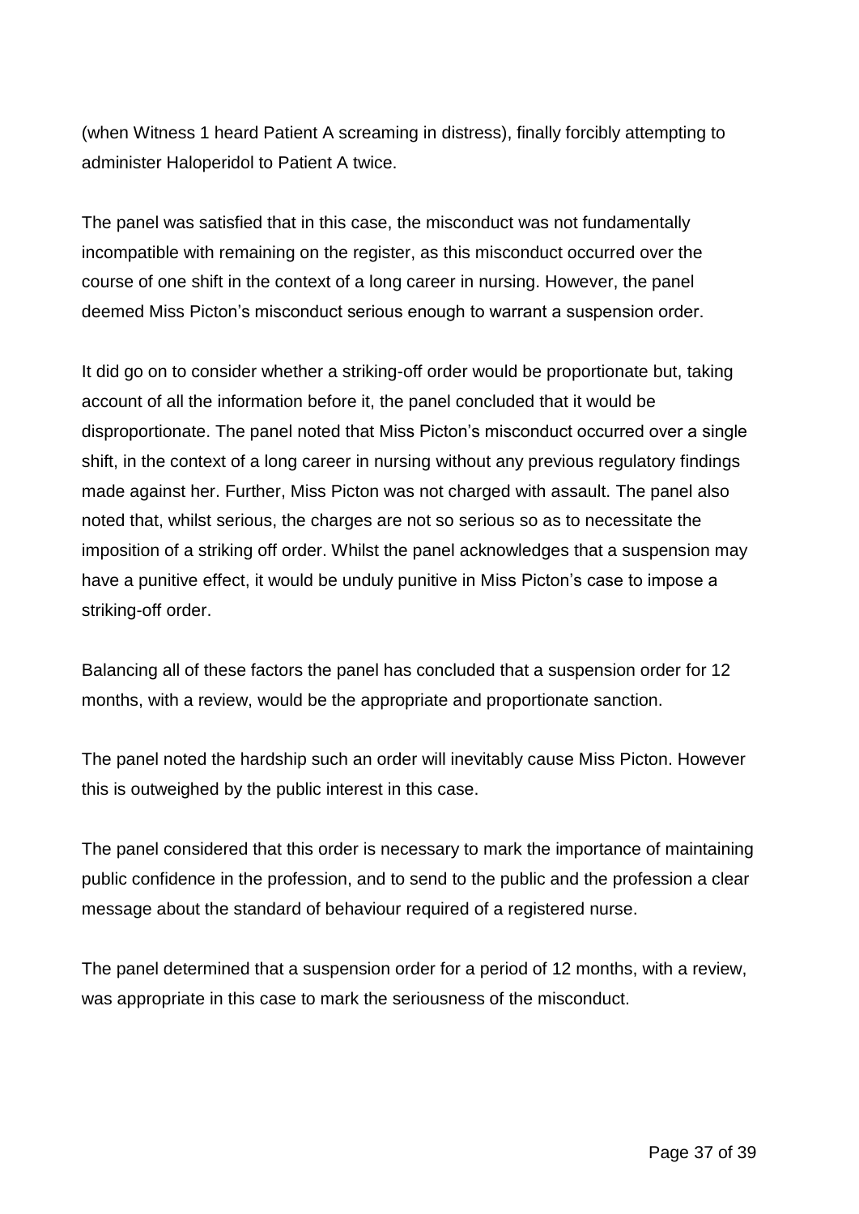(when Witness 1 heard Patient A screaming in distress), finally forcibly attempting to administer Haloperidol to Patient A twice.

The panel was satisfied that in this case, the misconduct was not fundamentally incompatible with remaining on the register, as this misconduct occurred over the course of one shift in the context of a long career in nursing. However, the panel deemed Miss Picton's misconduct serious enough to warrant a suspension order.

It did go on to consider whether a striking-off order would be proportionate but, taking account of all the information before it, the panel concluded that it would be disproportionate. The panel noted that Miss Picton's misconduct occurred over a single shift, in the context of a long career in nursing without any previous regulatory findings made against her. Further, Miss Picton was not charged with assault. The panel also noted that, whilst serious, the charges are not so serious so as to necessitate the imposition of a striking off order. Whilst the panel acknowledges that a suspension may have a punitive effect, it would be unduly punitive in Miss Picton's case to impose a striking-off order.

Balancing all of these factors the panel has concluded that a suspension order for 12 months, with a review, would be the appropriate and proportionate sanction.

The panel noted the hardship such an order will inevitably cause Miss Picton. However this is outweighed by the public interest in this case.

The panel considered that this order is necessary to mark the importance of maintaining public confidence in the profession, and to send to the public and the profession a clear message about the standard of behaviour required of a registered nurse.

The panel determined that a suspension order for a period of 12 months, with a review, was appropriate in this case to mark the seriousness of the misconduct.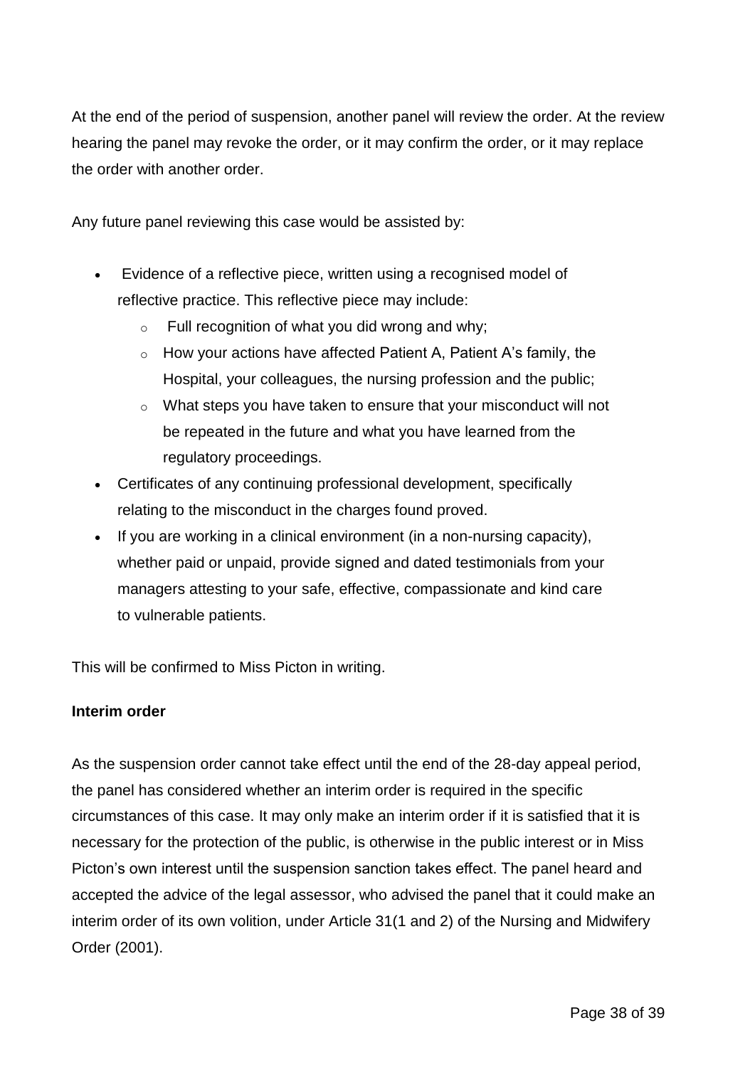At the end of the period of suspension, another panel will review the order. At the review hearing the panel may revoke the order, or it may confirm the order, or it may replace the order with another order.

Any future panel reviewing this case would be assisted by:

- Evidence of a reflective piece, written using a recognised model of reflective practice. This reflective piece may include:
  - Full recognition of what you did wrong and why;
  - How your actions have affected Patient A, Patient A's family, the Hospital, your colleagues, the nursing profession and the public;
  - What steps you have taken to ensure that your misconduct will not be repeated in the future and what you have learned from the regulatory proceedings.
- Certificates of any continuing professional development, specifically relating to the misconduct in the charges found proved.
- If you are working in a clinical environment (in a non-nursing capacity), whether paid or unpaid, provide signed and dated testimonials from your managers attesting to your safe, effective, compassionate and kind care to vulnerable patients.

This will be confirmed to Miss Picton in writing.

**Interim order**

As the suspension order cannot take effect until the end of the 28-day appeal period, the panel has considered whether an interim order is required in the specific circumstances of this case. It may only make an interim order if it is satisfied that it is necessary for the protection of the public, is otherwise in the public interest or in Miss Picton's own interest until the suspension sanction takes effect. The panel heard and accepted the advice of the legal assessor, who advised the panel that it could make an interim order of its own volition, under Article 31(1 and 2) of the Nursing and Midwifery Order (2001).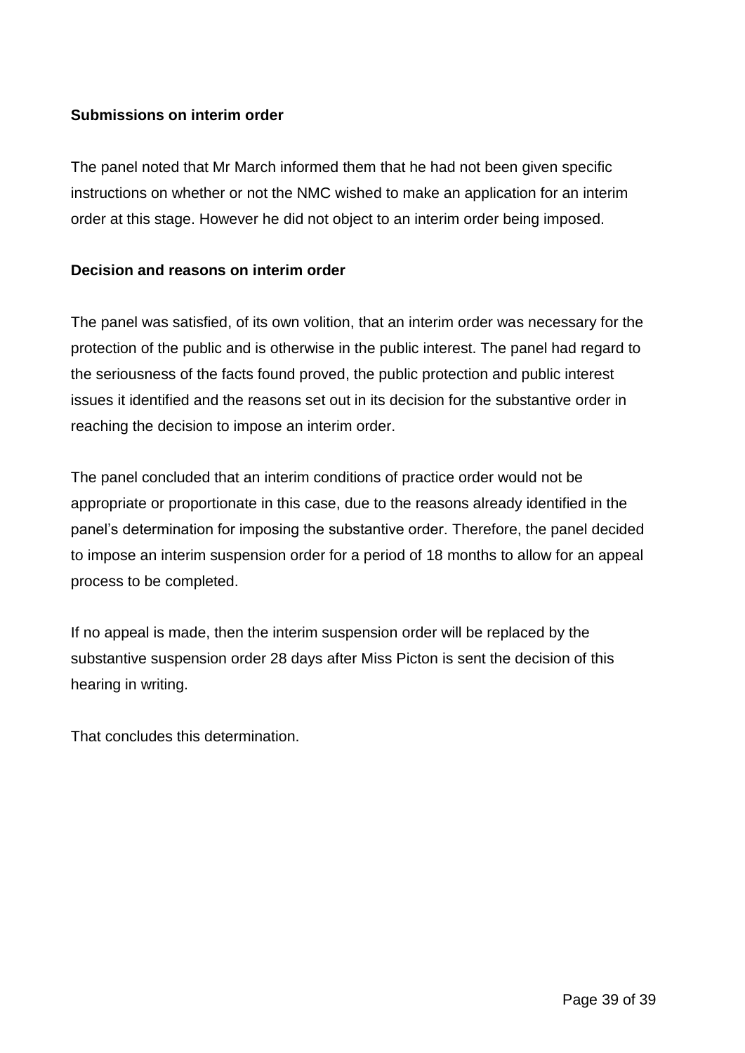**Submissions on interim order**

The panel noted that Mr March informed them that he had not been given specific instructions on whether or not the NMC wished to make an application for an interim order at this stage. However he did not object to an interim order being imposed.

**Decision and reasons on interim order**

The panel was satisfied, of its own volition, that an interim order was necessary for the protection of the public and is otherwise in the public interest. The panel had regard to the seriousness of the facts found proved, the public protection and public interest issues it identified and the reasons set out in its decision for the substantive order in reaching the decision to impose an interim order.

The panel concluded that an interim conditions of practice order would not be appropriate or proportionate in this case, due to the reasons already identified in the panel's determination for imposing the substantive order. Therefore, the panel decided to impose an interim suspension order for a period of 18 months to allow for an appeal process to be completed.

If no appeal is made, then the interim suspension order will be replaced by the substantive suspension order 28 days after Miss Picton is sent the decision of this hearing in writing.

That concludes this determination.